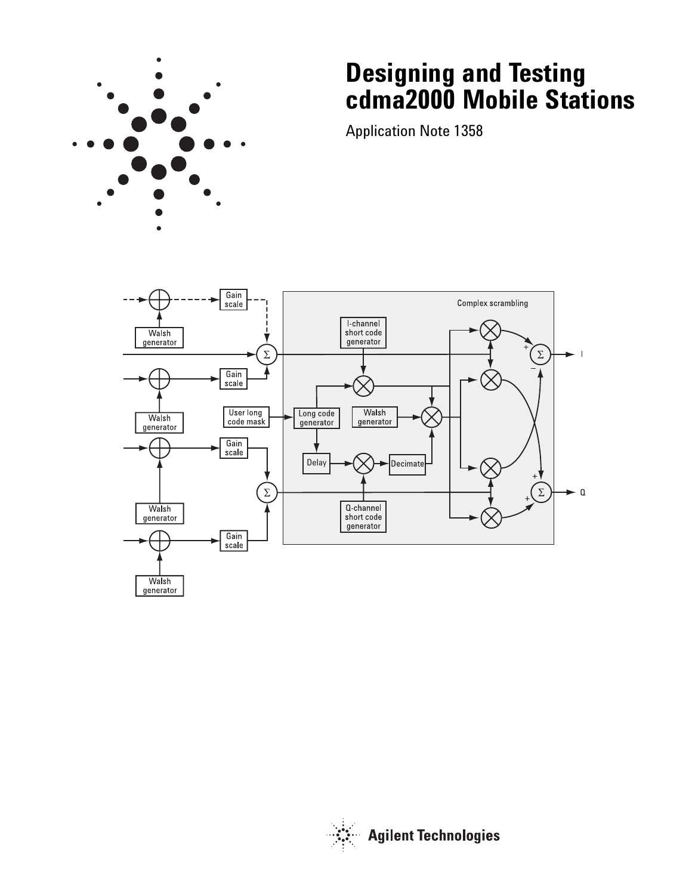# Designing and Testing cdma2000 Mobile Stations

Application Note 1358

Agilent Technologies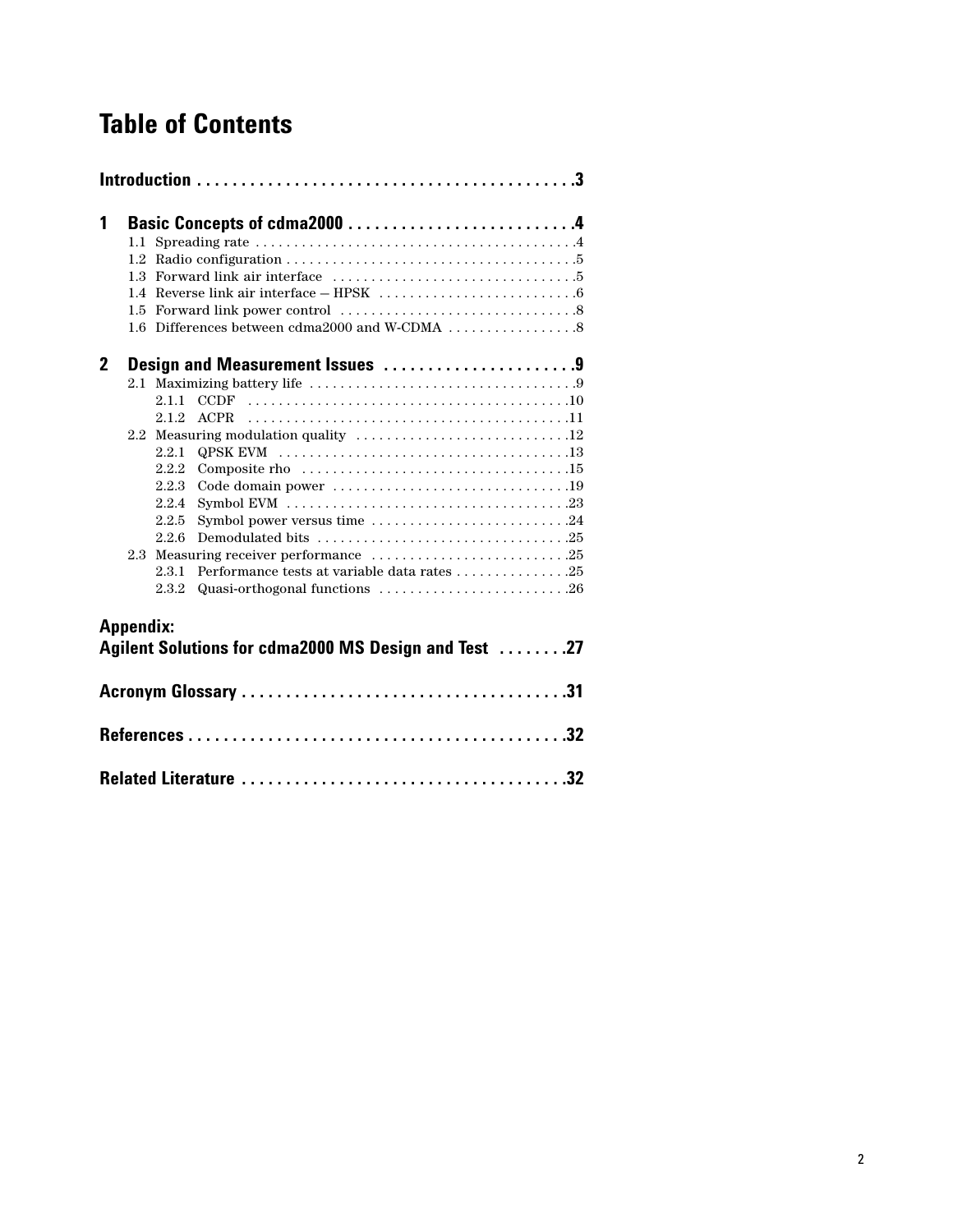# Table of Contents

**Introduction . . . . . . . . . . . . . . . . . . . . . . . . . . . . . . . . . . . . . . . . . .3**

**1 Basic Concepts of cdma2000 . . . . . . . . . . . . . . . . . . . . . . . . .4**

- 1.1 Spreading rate . . . . . . . . . . . . . . . . . . . . . . . . . . . . . . . . . . . . . . . . .4
- 1.2 Radio configuration . . . . . . . . . . . . . . . . . . . . . . . . . . . . . . . . . . . . .5
- 1.3 Forward link air interface . . . . . . . . . . . . . . . . . . . . . . . . . . . . . . .5
- 1.4 Reverse link air interface – HPSK . . . . . . . . . . . . . . . . . . . . . . . . .6
- 1.5 Forward link power control . . . . . . . . . . . . . . . . . . . . . . . . . . . . . .8
- 1.6 Differences between cdma2000 and W-CDMA . . . . . . . . . . . . . . . .8

**2 Design and Measurement Issues . . . . . . . . . . . . . . . . . . . . .9**

- 2.1 Maximizing battery life . . . . . . . . . . . . . . . . . . . . . . . . . . . . . . . . . .9
  - 2.1.1 CCDF . . . . . . . . . . . . . . . . . . . . . . . . . . . . . . . . . . . . . . . . .10
  - 2.1.2 ACPR . . . . . . . . . . . . . . . . . . . . . . . . . . . . . . . . . . . . . . . . .11
- 2.2 Measuring modulation quality . . . . . . . . . . . . . . . . . . . . . . . . . . .12
  - 2.2.1 QPSK EVM . . . . . . . . . . . . . . . . . . . . . . . . . . . . . . . . . . . . .13
  - 2.2.2 Composite rho . . . . . . . . . . . . . . . . . . . . . . . . . . . . . . . . . .15
  - 2.2.3 Code domain power . . . . . . . . . . . . . . . . . . . . . . . . . . . . . .19
  - 2.2.4 Symbol EVM . . . . . . . . . . . . . . . . . . . . . . . . . . . . . . . . . . .23
  - 2.2.5 Symbol power versus time . . . . . . . . . . . . . . . . . . . . . . . . .24
  - 2.2.6 Demodulated bits . . . . . . . . . . . . . . . . . . . . . . . . . . . . . . .25
- 2.3 Measuring receiver performance . . . . . . . . . . . . . . . . . . . . . . . . .25
  - 2.3.1 Performance tests at variable data rates . . . . . . . . . . . . . . .25
  - 2.3.2 Quasi-orthogonal functions . . . . . . . . . . . . . . . . . . . . . . . .26

**Appendix:**
**Agilent Solutions for cdma2000 MS Design and Test . . . . . . . .27**

**Acronym Glossary . . . . . . . . . . . . . . . . . . . . . . . . . . . . . . . . . . . .31**

**References . . . . . . . . . . . . . . . . . . . . . . . . . . . . . . . . . . . . . . . . . .32**

**Related Literature . . . . . . . . . . . . . . . . . . . . . . . . . . . . . . . . . . . .32**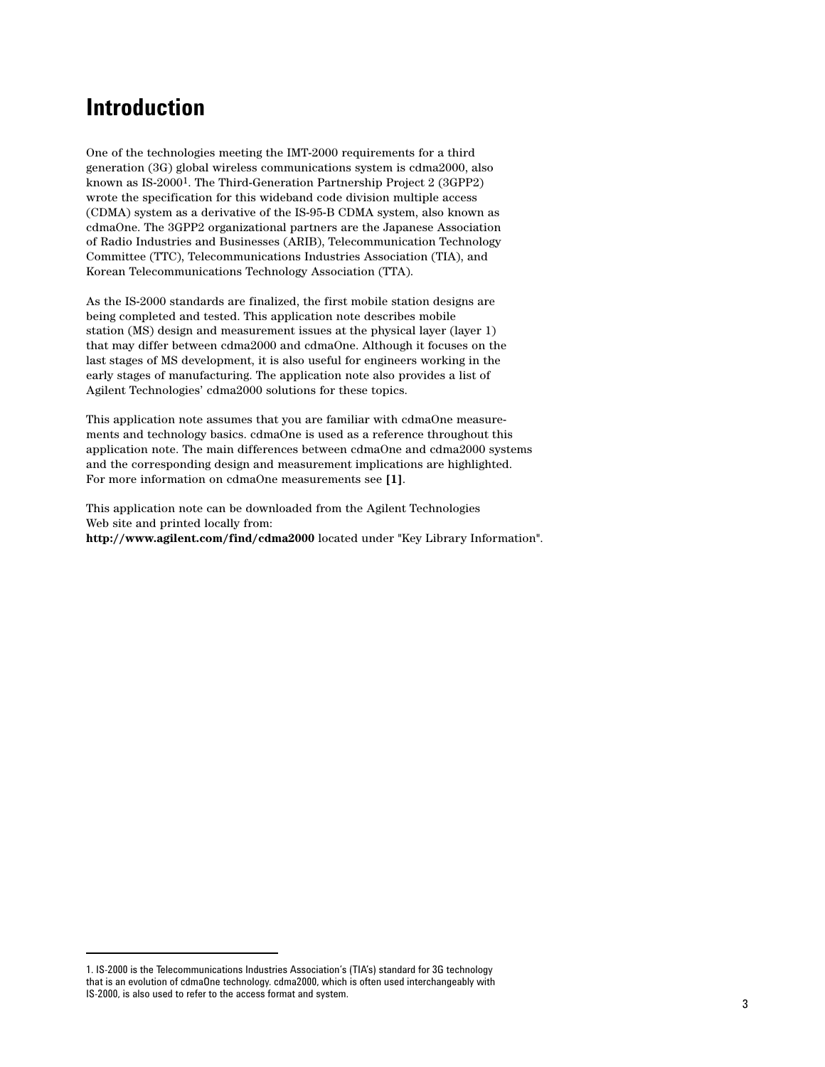# Introduction

One of the technologies meeting the IMT-2000 requirements for a third generation (3G) global wireless communications system is cdma2000, also known as IS-2000[1]. The Third-Generation Partnership Project 2 (3GPP2) wrote the specification for this wideband code division multiple access (CDMA) system as a derivative of the IS-95-B CDMA system, also known as cdmaOne. The 3GPP2 organizational partners are the Japanese Association of Radio Industries and Businesses (ARIB), Telecommunication Technology Committee (TTC), Telecommunications Industries Association (TIA), and Korean Telecommunications Technology Association (TTA).

As the IS-2000 standards are finalized, the first mobile station designs are being completed and tested. This application note describes mobile station (MS) design and measurement issues at the physical layer (layer 1) that may differ between cdma2000 and cdmaOne. Although it focuses on the last stages of MS development, it is also useful for engineers working in the early stages of manufacturing. The application note also provides a list of Agilent Technologies' cdma2000 solutions for these topics.

This application note assumes that you are familiar with cdmaOne measurements and technology basics. cdmaOne is used as a reference throughout this application note. The main differences between cdmaOne and cdma2000 systems and the corresponding design and measurement implications are highlighted. For more information on cdmaOne measurements see **[1]**.

This application note can be downloaded from the Agilent Technologies Web site and printed locally from:
**http://www.agilent.com/find/cdma2000** located under "Key Library Information".

---

1. IS-2000 is the Telecommunications Industries Association's (TIA's) standard for 3G technology that is an evolution of cdmaOne technology. cdma2000, which is often used interchangeably with IS-2000, is also used to refer to the access format and system.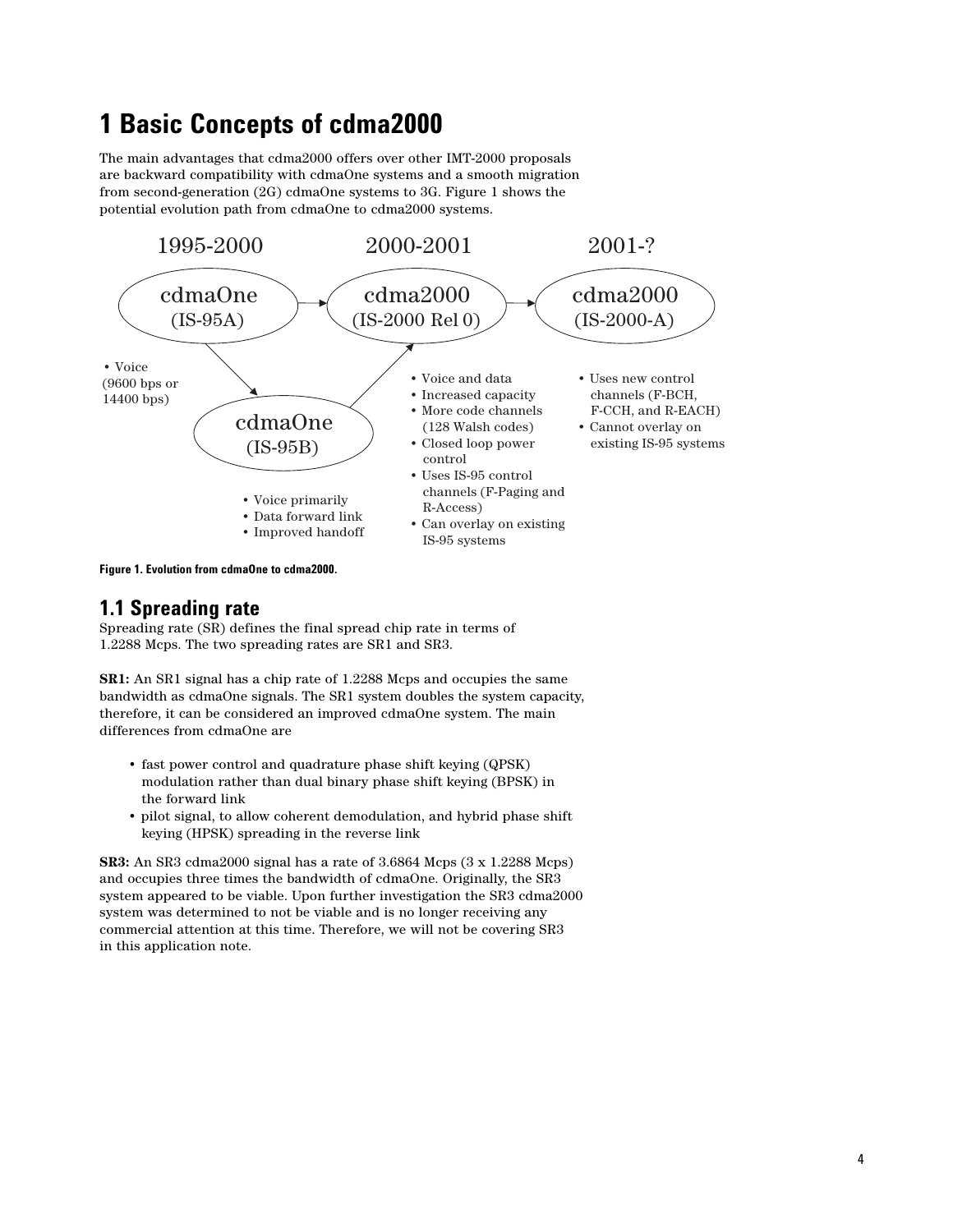# 1 Basic Concepts of cdma2000

The main advantages that cdma2000 offers over other IMT-2000 proposals are backward compatibility with cdmaOne systems and a smooth migration from second-generation (2G) cdmaOne systems to 3G. Figure 1 shows the potential evolution path from cdmaOne to cdma2000 systems.

**1995-2000 — cdmaOne (IS-95A)**

- Voice (9600 bps or 14400 bps)

**cdmaOne (IS-95B)**

- Voice primarily
- Data forward link
- Improved handoff

**2000-2001 — cdma2000 (IS-2000 Rel 0)**

- Voice and data
- Increased capacity
- More code channels (128 Walsh codes)
- Closed loop power control
- Uses IS-95 control channels (F-Paging and R-Access)
- Can overlay on existing IS-95 systems

**2001-? — cdma2000 (IS-2000-A)**

- Uses new control channels (F-BCH, F-CCH, and R-EACH)
- Cannot overlay on existing IS-95 systems

**Figure 1. Evolution from cdmaOne to cdma2000.**

## 1.1 Spreading rate

Spreading rate (SR) defines the final spread chip rate in terms of 1.2288 Mcps. The two spreading rates are SR1 and SR3.

**SR1:** An SR1 signal has a chip rate of 1.2288 Mcps and occupies the same bandwidth as cdmaOne signals. The SR1 system doubles the system capacity, therefore, it can be considered an improved cdmaOne system. The main differences from cdmaOne are

- fast power control and quadrature phase shift keying (QPSK) modulation rather than dual binary phase shift keying (BPSK) in the forward link
- pilot signal, to allow coherent demodulation, and hybrid phase shift keying (HPSK) spreading in the reverse link

**SR3:** An SR3 cdma2000 signal has a rate of 3.6864 Mcps (3 x 1.2288 Mcps) and occupies three times the bandwidth of cdmaOne. Originally, the SR3 system appeared to be viable. Upon further investigation the SR3 cdma2000 system was determined to not be viable and is no longer receiving any commercial attention at this time. Therefore, we will not be covering SR3 in this application note.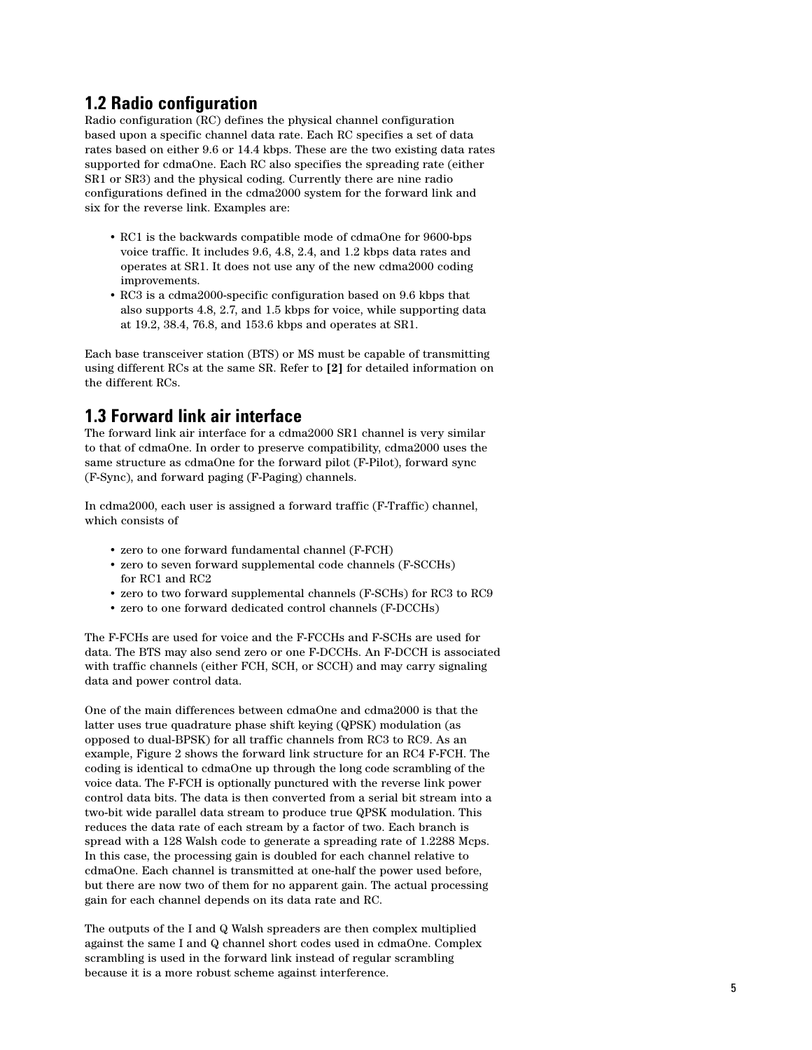## 1.2 Radio configuration

Radio configuration (RC) defines the physical channel configuration based upon a specific channel data rate. Each RC specifies a set of data rates based on either 9.6 or 14.4 kbps. These are the two existing data rates supported for cdmaOne. Each RC also specifies the spreading rate (either SR1 or SR3) and the physical coding. Currently there are nine radio configurations defined in the cdma2000 system for the forward link and six for the reverse link. Examples are:

- RC1 is the backwards compatible mode of cdmaOne for 9600-bps voice traffic. It includes 9.6, 4.8, 2.4, and 1.2 kbps data rates and operates at SR1. It does not use any of the new cdma2000 coding improvements.
- RC3 is a cdma2000-specific configuration based on 9.6 kbps that also supports 4.8, 2.7, and 1.5 kbps for voice, while supporting data at 19.2, 38.4, 76.8, and 153.6 kbps and operates at SR1.

Each base transceiver station (BTS) or MS must be capable of transmitting using different RCs at the same SR. Refer to **[2]** for detailed information on the different RCs.

## 1.3 Forward link air interface

The forward link air interface for a cdma2000 SR1 channel is very similar to that of cdmaOne. In order to preserve compatibility, cdma2000 uses the same structure as cdmaOne for the forward pilot (F-Pilot), forward sync (F-Sync), and forward paging (F-Paging) channels.

In cdma2000, each user is assigned a forward traffic (F-Traffic) channel, which consists of

- zero to one forward fundamental channel (F-FCH)
- zero to seven forward supplemental code channels (F-SCCHs) for RC1 and RC2
- zero to two forward supplemental channels (F-SCHs) for RC3 to RC9
- zero to one forward dedicated control channels (F-DCCHs)

The F-FCHs are used for voice and the F-FCCHs and F-SCHs are used for data. The BTS may also send zero or one F-DCCHs. An F-DCCH is associated with traffic channels (either FCH, SCH, or SCCH) and may carry signaling data and power control data.

One of the main differences between cdmaOne and cdma2000 is that the latter uses true quadrature phase shift keying (QPSK) modulation (as opposed to dual-BPSK) for all traffic channels from RC3 to RC9. As an example, Figure 2 shows the forward link structure for an RC4 F-FCH. The coding is identical to cdmaOne up through the long code scrambling of the voice data. The F-FCH is optionally punctured with the reverse link power control data bits. The data is then converted from a serial bit stream into a two-bit wide parallel data stream to produce true QPSK modulation. This reduces the data rate of each stream by a factor of two. Each branch is spread with a 128 Walsh code to generate a spreading rate of 1.2288 Mcps. In this case, the processing gain is doubled for each channel relative to cdmaOne. Each channel is transmitted at one-half the power used before, but there are now two of them for no apparent gain. The actual processing gain for each channel depends on its data rate and RC.

The outputs of the I and Q Walsh spreaders are then complex multiplied against the same I and Q channel short codes used in cdmaOne. Complex scrambling is used in the forward link instead of regular scrambling because it is a more robust scheme against interference.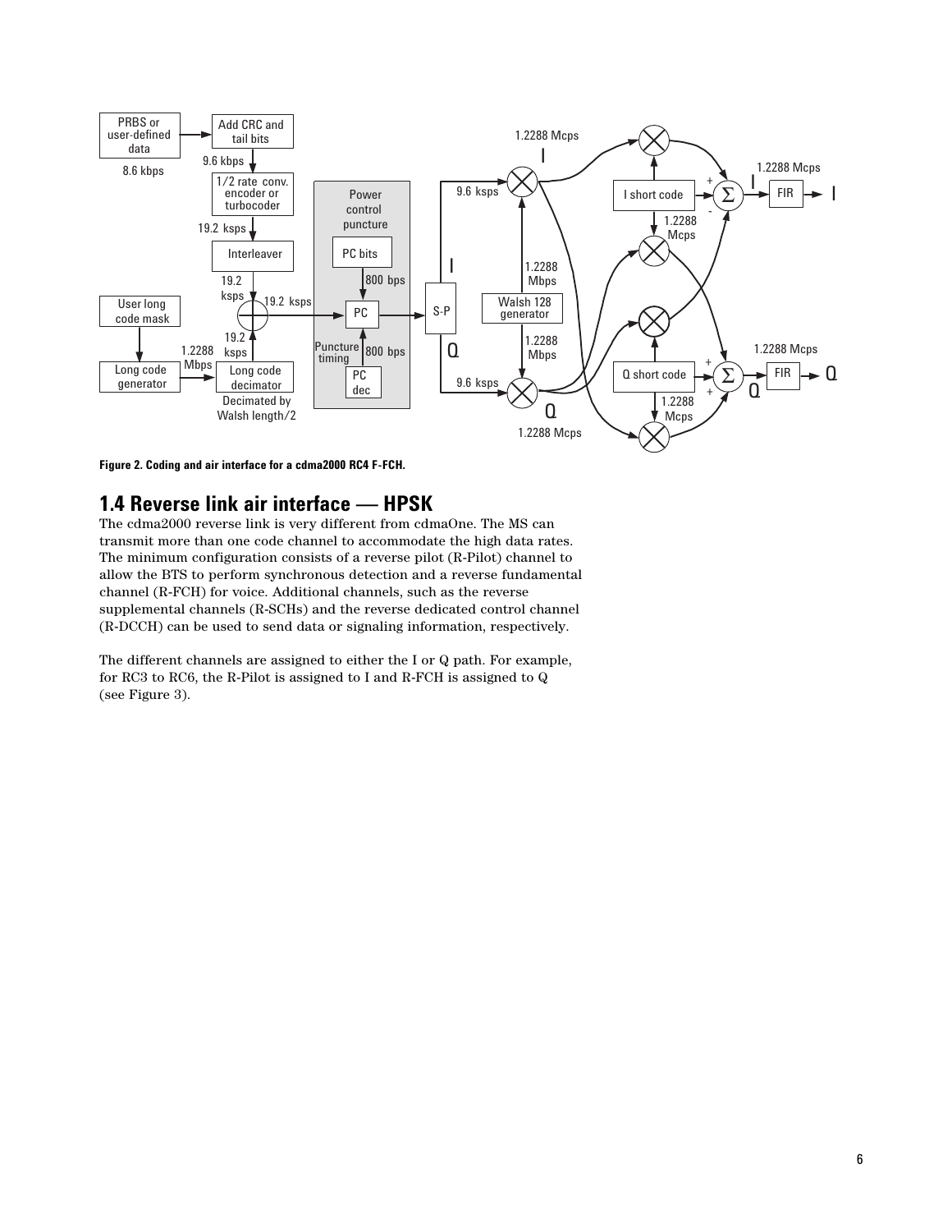**Figure 2. Coding and air interface for a cdma2000 RC4 F-FCH.**

## 1.4 Reverse link air interface — HPSK

The cdma2000 reverse link is very different from cdmaOne. The MS can transmit more than one code channel to accommodate the high data rates. The minimum configuration consists of a reverse pilot (R-Pilot) channel to allow the BTS to perform synchronous detection and a reverse fundamental channel (R-FCH) for voice. Additional channels, such as the reverse supplemental channels (R-SCHs) and the reverse dedicated control channel (R-DCCH) can be used to send data or signaling information, respectively.

The different channels are assigned to either the I or Q path. For example, for RC3 to RC6, the R-Pilot is assigned to I and R-FCH is assigned to Q (see Figure 3).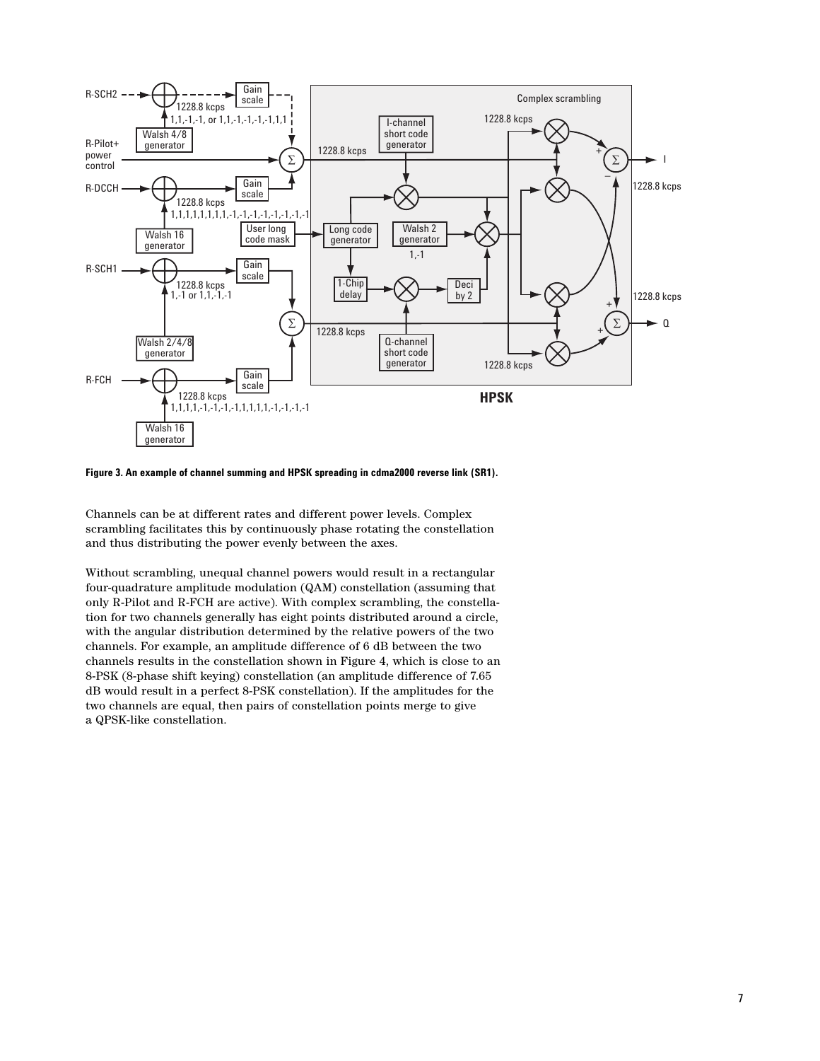**Figure 3. An example of channel summing and HPSK spreading in cdma2000 reverse link (SR1).**

Channels can be at different rates and different power levels. Complex scrambling facilitates this by continuously phase rotating the constellation and thus distributing the power evenly between the axes.

Without scrambling, unequal channel powers would result in a rectangular four-quadrature amplitude modulation (QAM) constellation (assuming that only R-Pilot and R-FCH are active). With complex scrambling, the constellation for two channels generally has eight points distributed around a circle, with the angular distribution determined by the relative powers of the two channels. For example, an amplitude difference of 6 dB between the two channels results in the constellation shown in Figure 4, which is close to an 8-PSK (8-phase shift keying) constellation (an amplitude difference of 7.65 dB would result in a perfect 8-PSK constellation). If the amplitudes for the two channels are equal, then pairs of constellation points merge to give a QPSK-like constellation.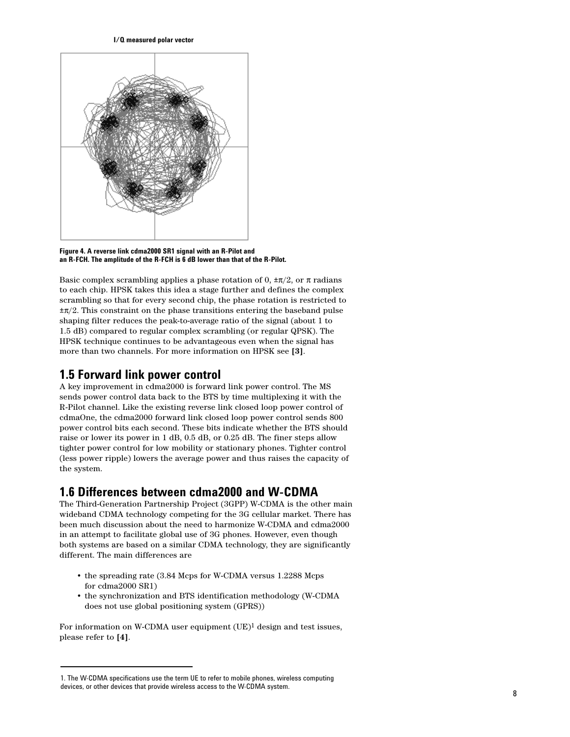I/Q measured polar vector

Figure 4. A reverse link cdma2000 SR1 signal with an R-Pilot and an R-FCH. The amplitude of the R-FCH is 6 dB lower than that of the R-Pilot.

Basic complex scrambling applies a phase rotation of 0, $\pm\pi/2$, or $\pi$ radians to each chip. HPSK takes this idea a stage further and defines the complex scrambling so that for every second chip, the phase rotation is restricted to $\pm\pi/2$. This constraint on the phase transitions entering the baseband pulse shaping filter reduces the peak-to-average ratio of the signal (about 1 to 1.5 dB) compared to regular complex scrambling (or regular QPSK). The HPSK technique continues to be advantageous even when the signal has more than two channels. For more information on HPSK see **[3]**.

## 1.5 Forward link power control

A key improvement in cdma2000 is forward link power control. The MS sends power control data back to the BTS by time multiplexing it with the R-Pilot channel. Like the existing reverse link closed loop power control of cdmaOne, the cdma2000 forward link closed loop power control sends 800 power control bits each second. These bits indicate whether the BTS should raise or lower its power in 1 dB, 0.5 dB, or 0.25 dB. The finer steps allow tighter power control for low mobility or stationary phones. Tighter control (less power ripple) lowers the average power and thus raises the capacity of the system.

## 1.6 Differences between cdma2000 and W-CDMA

The Third-Generation Partnership Project (3GPP) W-CDMA is the other main wideband CDMA technology competing for the 3G cellular market. There has been much discussion about the need to harmonize W-CDMA and cdma2000 in an attempt to facilitate global use of 3G phones. However, even though both systems are based on a similar CDMA technology, they are significantly different. The main differences are

- the spreading rate (3.84 Mcps for W-CDMA versus 1.2288 Mcps for cdma2000 SR1)
- the synchronization and BTS identification methodology (W-CDMA does not use global positioning system (GPRS))

For information on W-CDMA user equipment (UE)[1] design and test issues, please refer to **[4]**.

1. The W-CDMA specifications use the term UE to refer to mobile phones, wireless computing devices, or other devices that provide wireless access to the W-CDMA system.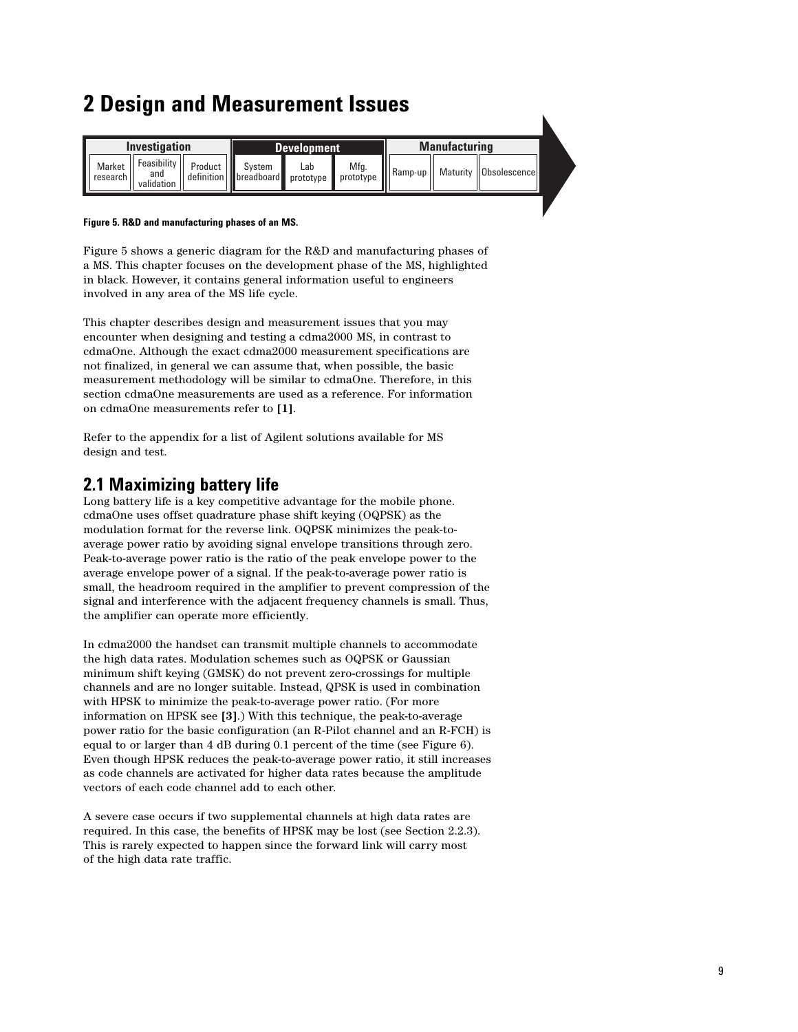# 2 Design and Measurement Issues

| Investigation | | | Development | | | Manufacturing | | |
|---|---|---|---|---|---|---|---|---|
| Market research | Feasibility and validation | Product definition | System breadboard | Lab prototype | Mfg. prototype | Ramp-up | Maturity | Obsolescence |

**Figure 5. R&D and manufacturing phases of an MS.**

Figure 5 shows a generic diagram for the R&D and manufacturing phases of a MS. This chapter focuses on the development phase of the MS, highlighted in black. However, it contains general information useful to engineers involved in any area of the MS life cycle.

This chapter describes design and measurement issues that you may encounter when designing and testing a cdma2000 MS, in contrast to cdmaOne. Although the exact cdma2000 measurement specifications are not finalized, in general we can assume that, when possible, the basic measurement methodology will be similar to cdmaOne. Therefore, in this section cdmaOne measurements are used as a reference. For information on cdmaOne measurements refer to **[1]**.

Refer to the appendix for a list of Agilent solutions available for MS design and test.

## 2.1 Maximizing battery life

Long battery life is a key competitive advantage for the mobile phone. cdmaOne uses offset quadrature phase shift keying (OQPSK) as the modulation format for the reverse link. OQPSK minimizes the peak-to-average power ratio by avoiding signal envelope transitions through zero. Peak-to-average power ratio is the ratio of the peak envelope power to the average envelope power of a signal. If the peak-to-average power ratio is small, the headroom required in the amplifier to prevent compression of the signal and interference with the adjacent frequency channels is small. Thus, the amplifier can operate more efficiently.

In cdma2000 the handset can transmit multiple channels to accommodate the high data rates. Modulation schemes such as OQPSK or Gaussian minimum shift keying (GMSK) do not prevent zero-crossings for multiple channels and are no longer suitable. Instead, QPSK is used in combination with HPSK to minimize the peak-to-average power ratio. (For more information on HPSK see **[3]**.) With this technique, the peak-to-average power ratio for the basic configuration (an R-Pilot channel and an R-FCH) is equal to or larger than 4 dB during 0.1 percent of the time (see Figure 6). Even though HPSK reduces the peak-to-average power ratio, it still increases as code channels are activated for higher data rates because the amplitude vectors of each code channel add to each other.

A severe case occurs if two supplemental channels at high data rates are required. In this case, the benefits of HPSK may be lost (see Section 2.2.3). This is rarely expected to happen since the forward link will carry most of the high data rate traffic.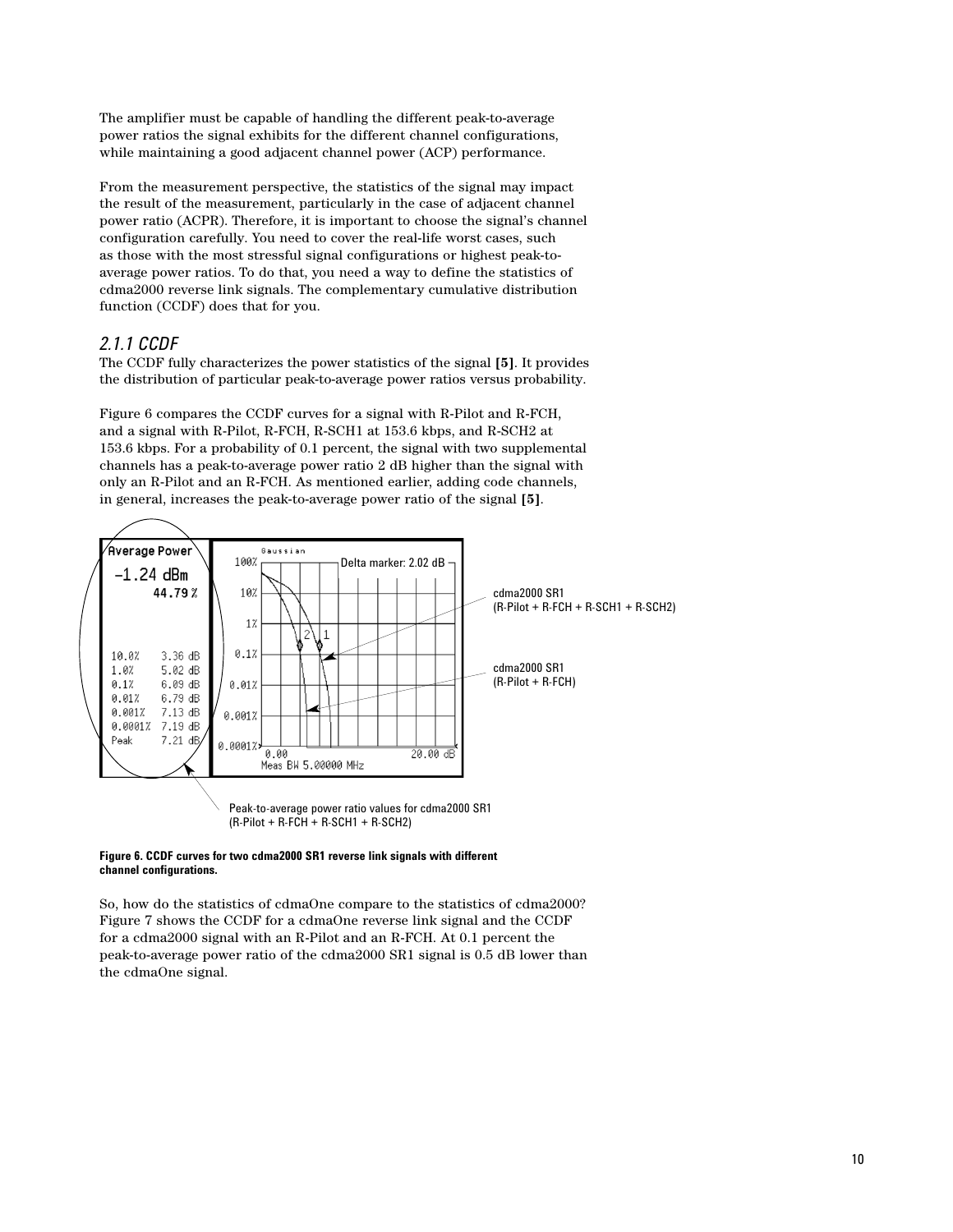The amplifier must be capable of handling the different peak-to-average power ratios the signal exhibits for the different channel configurations, while maintaining a good adjacent channel power (ACP) performance.

From the measurement perspective, the statistics of the signal may impact the result of the measurement, particularly in the case of adjacent channel power ratio (ACPR). Therefore, it is important to choose the signal's channel configuration carefully. You need to cover the real-life worst cases, such as those with the most stressful signal configurations or highest peak-to-average power ratios. To do that, you need a way to define the statistics of cdma2000 reverse link signals. The complementary cumulative distribution function (CCDF) does that for you.

### *2.1.1 CCDF*

The CCDF fully characterizes the power statistics of the signal **[5]**. It provides the distribution of particular peak-to-average power ratios versus probability.

Figure 6 compares the CCDF curves for a signal with R-Pilot and R-FCH, and a signal with R-Pilot, R-FCH, R-SCH1 at 153.6 kbps, and R-SCH2 at 153.6 kbps. For a probability of 0.1 percent, the signal with two supplemental channels has a peak-to-average power ratio 2 dB higher than the signal with only an R-Pilot and an R-FCH. As mentioned earlier, adding code channels, in general, increases the peak-to-average power ratio of the signal **[5]**.

Average Power
-1.24 dBm
44.79 %

| | |
|---|---|
| 10.0% | 3.36 dB |
| 1.0% | 5.02 dB |
| 0.1% | 6.09 dB |
| 0.01% | 6.79 dB |
| 0.001% | 7.13 dB |
| 0.0001% | 7.19 dB |
| Peak | 7.21 dB |

Delta marker: 2.02 dB

cdma2000 SR1 (R-Pilot + R-FCH + R-SCH1 + R-SCH2)

cdma2000 SR1 (R-Pilot + R-FCH)

Peak-to-average power ratio values for cdma2000 SR1 (R-Pilot + R-FCH + R-SCH1 + R-SCH2)

**Figure 6. CCDF curves for two cdma2000 SR1 reverse link signals with different channel configurations.**

So, how do the statistics of cdmaOne compare to the statistics of cdma2000? Figure 7 shows the CCDF for a cdmaOne reverse link signal and the CCDF for a cdma2000 signal with an R-Pilot and an R-FCH. At 0.1 percent the peak-to-average power ratio of the cdma2000 SR1 signal is 0.5 dB lower than the cdmaOne signal.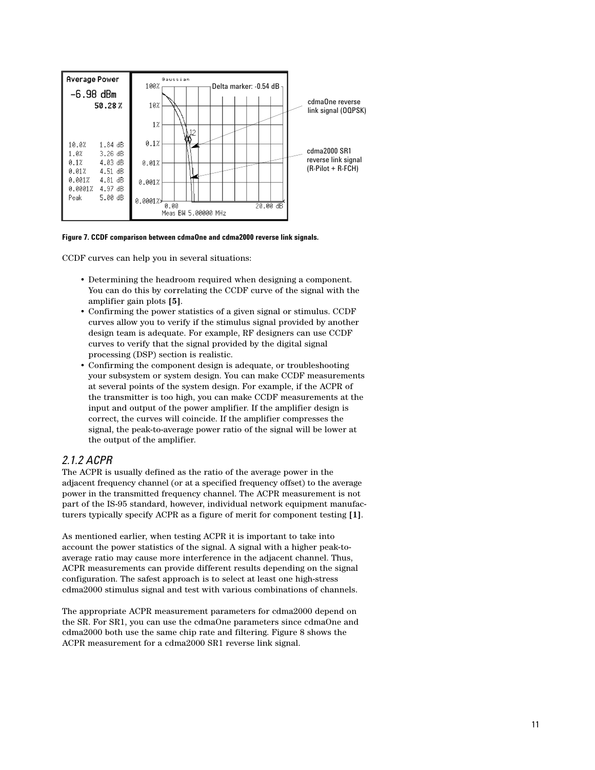Figure 7. CCDF comparison between cdmaOne and cdma2000 reverse link signals.

CCDF curves can help you in several situations:

- Determining the headroom required when designing a component. You can do this by correlating the CCDF curve of the signal with the amplifier gain plots **[5]**.
- Confirming the power statistics of a given signal or stimulus. CCDF curves allow you to verify if the stimulus signal provided by another design team is adequate. For example, RF designers can use CCDF curves to verify that the signal provided by the digital signal processing (DSP) section is realistic.
- Confirming the component design is adequate, or troubleshooting your subsystem or system design. You can make CCDF measurements at several points of the system design. For example, if the ACPR of the transmitter is too high, you can make CCDF measurements at the input and output of the power amplifier. If the amplifier design is correct, the curves will coincide. If the amplifier compresses the signal, the peak-to-average power ratio of the signal will be lower at the output of the amplifier.

### *2.1.2 ACPR*

The ACPR is usually defined as the ratio of the average power in the adjacent frequency channel (or at a specified frequency offset) to the average power in the transmitted frequency channel. The ACPR measurement is not part of the IS-95 standard, however, individual network equipment manufacturers typically specify ACPR as a figure of merit for component testing **[1]**.

As mentioned earlier, when testing ACPR it is important to take into account the power statistics of the signal. A signal with a higher peak-to-average ratio may cause more interference in the adjacent channel. Thus, ACPR measurements can provide different results depending on the signal configuration. The safest approach is to select at least one high-stress cdma2000 stimulus signal and test with various combinations of channels.

The appropriate ACPR measurement parameters for cdma2000 depend on the SR. For SR1, you can use the cdmaOne parameters since cdmaOne and cdma2000 both use the same chip rate and filtering. Figure 8 shows the ACPR measurement for a cdma2000 SR1 reverse link signal.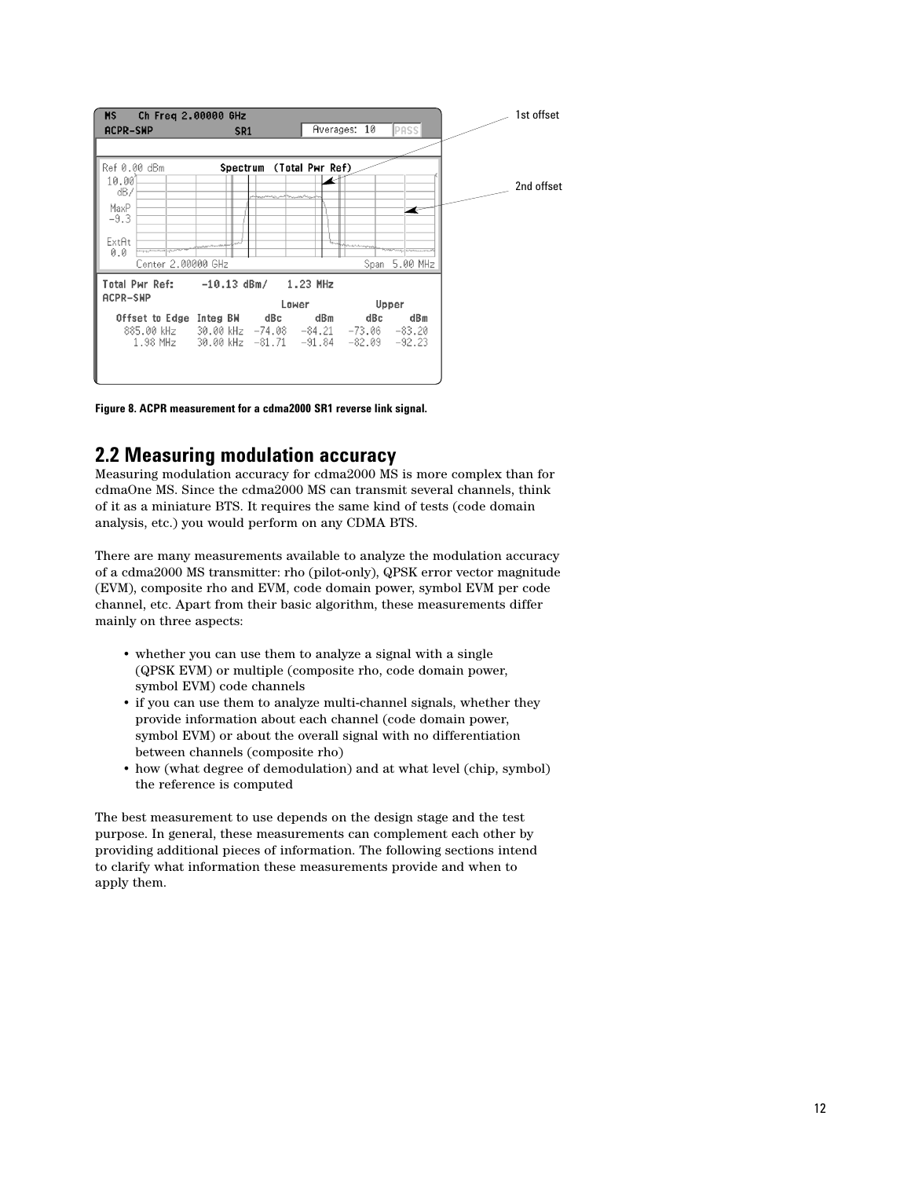Figure 8. ACPR measurement for a cdma2000 SR1 reverse link signal.

## 2.2 Measuring modulation accuracy

Measuring modulation accuracy for cdma2000 MS is more complex than for cdmaOne MS. Since the cdma2000 MS can transmit several channels, think of it as a miniature BTS. It requires the same kind of tests (code domain analysis, etc.) you would perform on any CDMA BTS.

There are many measurements available to analyze the modulation accuracy of a cdma2000 MS transmitter: rho (pilot-only), QPSK error vector magnitude (EVM), composite rho and EVM, code domain power, symbol EVM per code channel, etc. Apart from their basic algorithm, these measurements differ mainly on three aspects:

- whether you can use them to analyze a signal with a single (QPSK EVM) or multiple (composite rho, code domain power, symbol EVM) code channels
- if you can use them to analyze multi-channel signals, whether they provide information about each channel (code domain power, symbol EVM) or about the overall signal with no differentiation between channels (composite rho)
- how (what degree of demodulation) and at what level (chip, symbol) the reference is computed

The best measurement to use depends on the design stage and the test purpose. In general, these measurements can complement each other by providing additional pieces of information. The following sections intend to clarify what information these measurements provide and when to apply them.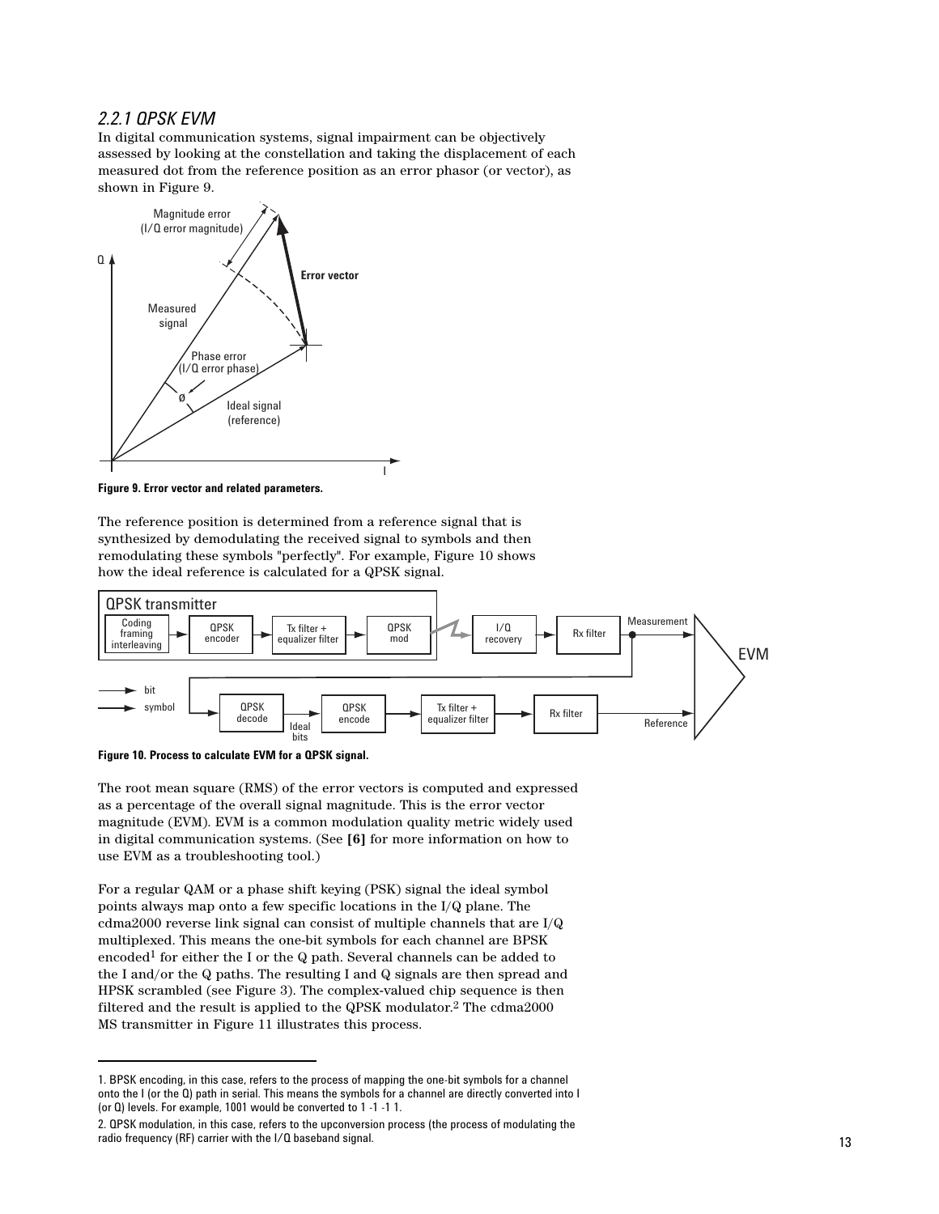### 2.2.1 QPSK EVM

In digital communication systems, signal impairment can be objectively assessed by looking at the constellation and taking the displacement of each measured dot from the reference position as an error phasor (or vector), as shown in Figure 9.

**Figure 9. Error vector and related parameters.**

The reference position is determined from a reference signal that is synthesized by demodulating the received signal to symbols and then remodulating these symbols "perfectly". For example, Figure 10 shows how the ideal reference is calculated for a QPSK signal.

**Figure 10. Process to calculate EVM for a QPSK signal.**

The root mean square (RMS) of the error vectors is computed and expressed as a percentage of the overall signal magnitude. This is the error vector magnitude (EVM). EVM is a common modulation quality metric widely used in digital communication systems. (See **[6]** for more information on how to use EVM as a troubleshooting tool.)

For a regular QAM or a phase shift keying (PSK) signal the ideal symbol points always map onto a few specific locations in the I/Q plane. The cdma2000 reverse link signal can consist of multiple channels that are I/Q multiplexed. This means the one-bit symbols for each channel are BPSK encoded[1] for either the I or the Q path. Several channels can be added to the I and/or the Q paths. The resulting I and Q signals are then spread and HPSK scrambled (see Figure 3). The complex-valued chip sequence is then filtered and the result is applied to the QPSK modulator.[2] The cdma2000 MS transmitter in Figure 11 illustrates this process.

---

1. BPSK encoding, in this case, refers to the process of mapping the one-bit symbols for a channel onto the I (or the Q) path in serial. This means the symbols for a channel are directly converted into I (or Q) levels. For example, 1001 would be converted to 1 -1 -1 1.

2. QPSK modulation, in this case, refers to the upconversion process (the process of modulating the radio frequency (RF) carrier with the I/Q baseband signal.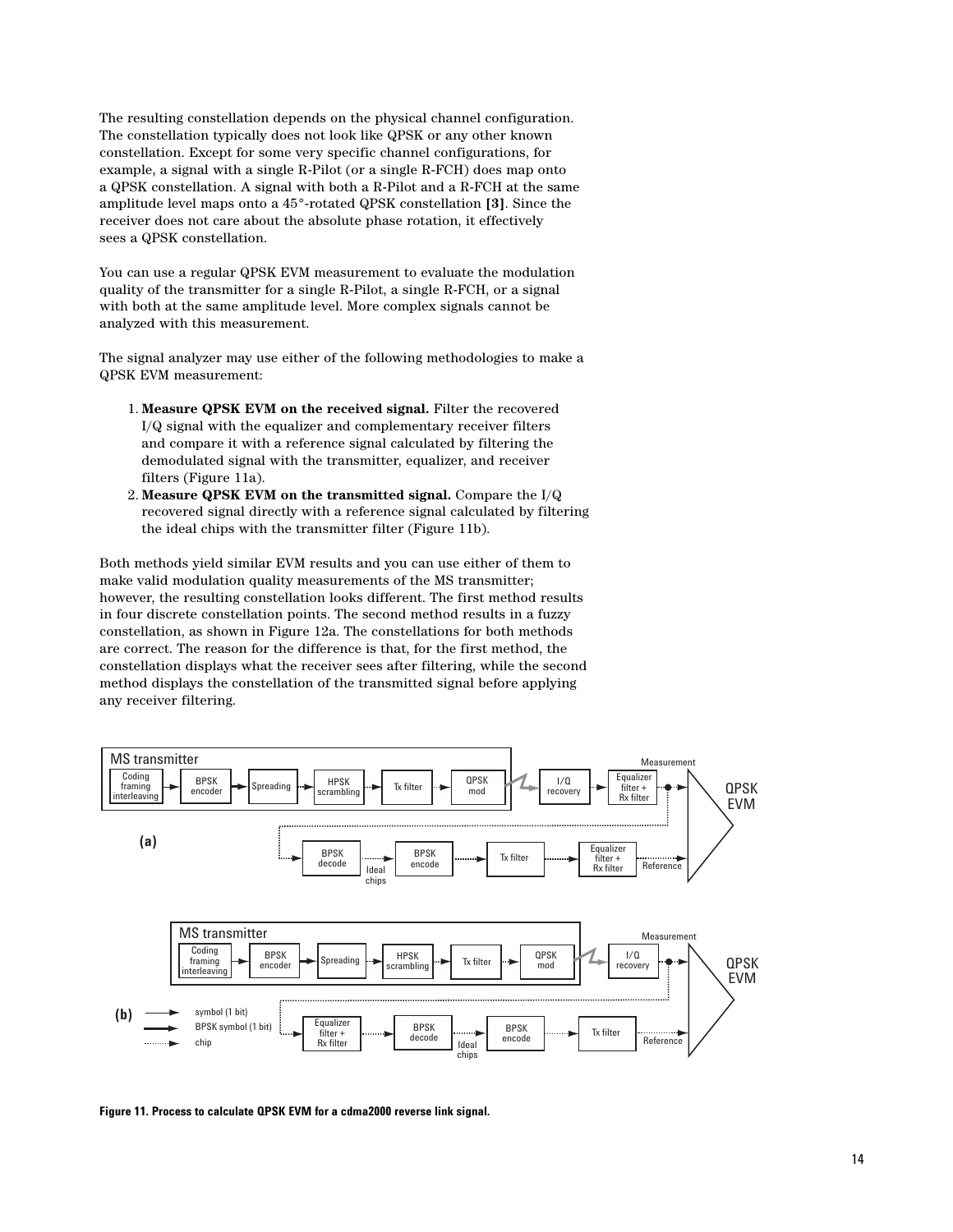The resulting constellation depends on the physical channel configuration. The constellation typically does not look like QPSK or any other known constellation. Except for some very specific channel configurations, for example, a signal with a single R-Pilot (or a single R-FCH) does map onto a QPSK constellation. A signal with both a R-Pilot and a R-FCH at the same amplitude level maps onto a 45°-rotated QPSK constellation **[3]**. Since the receiver does not care about the absolute phase rotation, it effectively sees a QPSK constellation.

You can use a regular QPSK EVM measurement to evaluate the modulation quality of the transmitter for a single R-Pilot, a single R-FCH, or a signal with both at the same amplitude level. More complex signals cannot be analyzed with this measurement.

The signal analyzer may use either of the following methodologies to make a QPSK EVM measurement:

1. **Measure QPSK EVM on the received signal.** Filter the recovered I/Q signal with the equalizer and complementary receiver filters and compare it with a reference signal calculated by filtering the demodulated signal with the transmitter, equalizer, and receiver filters (Figure 11a).
2. **Measure QPSK EVM on the transmitted signal.** Compare the I/Q recovered signal directly with a reference signal calculated by filtering the ideal chips with the transmitter filter (Figure 11b).

Both methods yield similar EVM results and you can use either of them to make valid modulation quality measurements of the MS transmitter; however, the resulting constellation looks different. The first method results in four discrete constellation points. The second method results in a fuzzy constellation, as shown in Figure 12a. The constellations for both methods are correct. The reason for the difference is that, for the first method, the constellation displays what the receiver sees after filtering, while the second method displays the constellation of the transmitted signal before applying any receiver filtering.

**Figure 11. Process to calculate QPSK EVM for a cdma2000 reverse link signal.**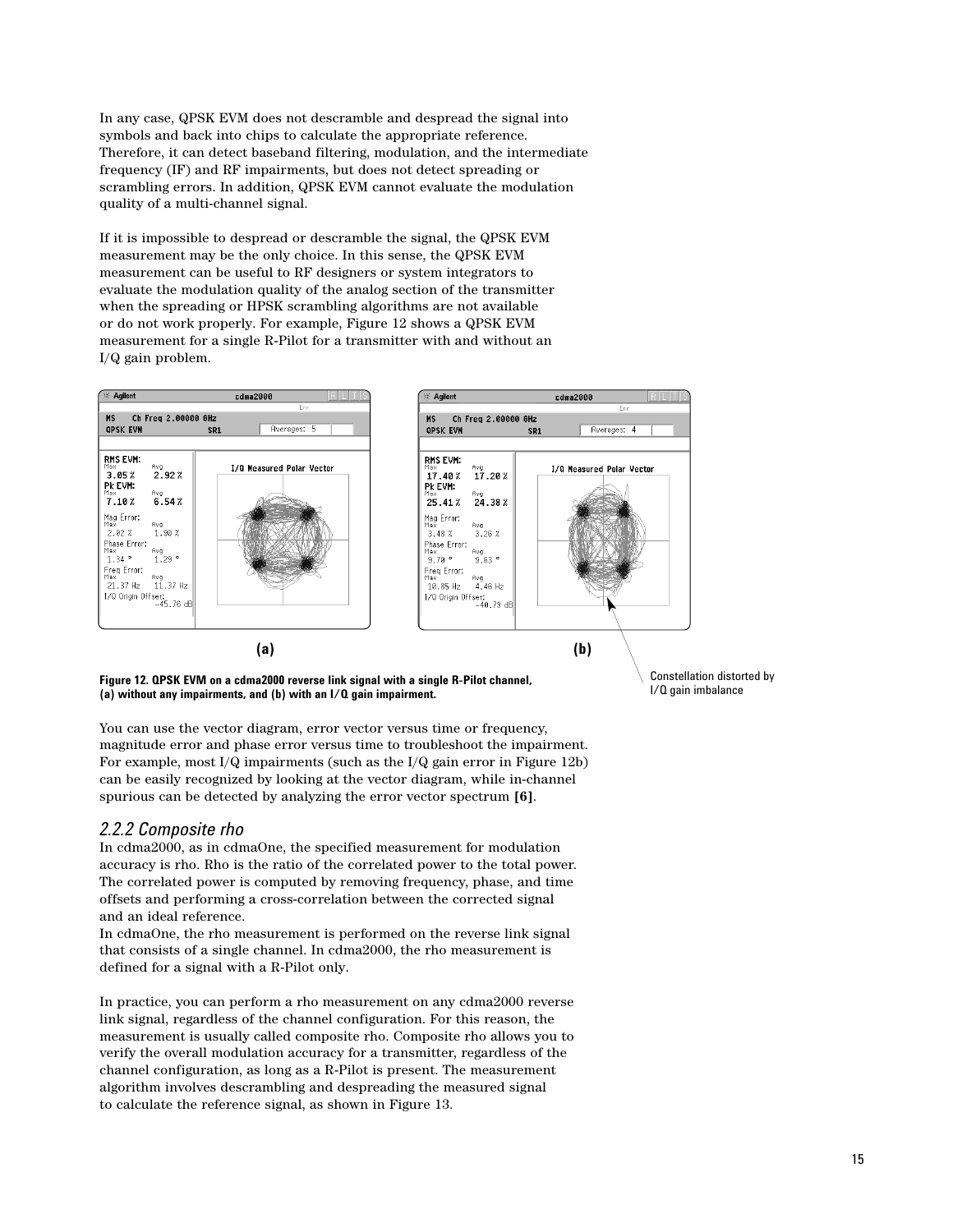In any case, QPSK EVM does not descramble and despread the signal into symbols and back into chips to calculate the appropriate reference. Therefore, it can detect baseband filtering, modulation, and the intermediate frequency (IF) and RF impairments, but does not detect spreading or scrambling errors. In addition, QPSK EVM cannot evaluate the modulation quality of a multi-channel signal.

If it is impossible to despread or descramble the signal, the QPSK EVM measurement may be the only choice. In this sense, the QPSK EVM measurement can be useful to RF designers or system integrators to evaluate the modulation quality of the analog section of the transmitter when the spreading or HPSK scrambling algorithms are not available or do not work properly. For example, Figure 12 shows a QPSK EVM measurement for a single R-Pilot for a transmitter with and without an I/Q gain problem.

Constellation distorted by I/Q gain imbalance

**Figure 12. QPSK EVM on a cdma2000 reverse link signal with a single R-Pilot channel, (a) without any impairments, and (b) with an I/Q gain impairment.**

You can use the vector diagram, error vector versus time or frequency, magnitude error and phase error versus time to troubleshoot the impairment. For example, most I/Q impairments (such as the I/Q gain error in Figure 12b) can be easily recognized by looking at the vector diagram, while in-channel spurious can be detected by analyzing the error vector spectrum **[6]**.

### *2.2.2 Composite rho*

In cdma2000, as in cdmaOne, the specified measurement for modulation accuracy is rho. Rho is the ratio of the correlated power to the total power. The correlated power is computed by removing frequency, phase, and time offsets and performing a cross-correlation between the corrected signal and an ideal reference.
In cdmaOne, the rho measurement is performed on the reverse link signal that consists of a single channel. In cdma2000, the rho measurement is defined for a signal with a R-Pilot only.

In practice, you can perform a rho measurement on any cdma2000 reverse link signal, regardless of the channel configuration. For this reason, the measurement is usually called composite rho. Composite rho allows you to verify the overall modulation accuracy for a transmitter, regardless of the channel configuration, as long as a R-Pilot is present. The measurement algorithm involves descrambling and despreading the measured signal to calculate the reference signal, as shown in Figure 13.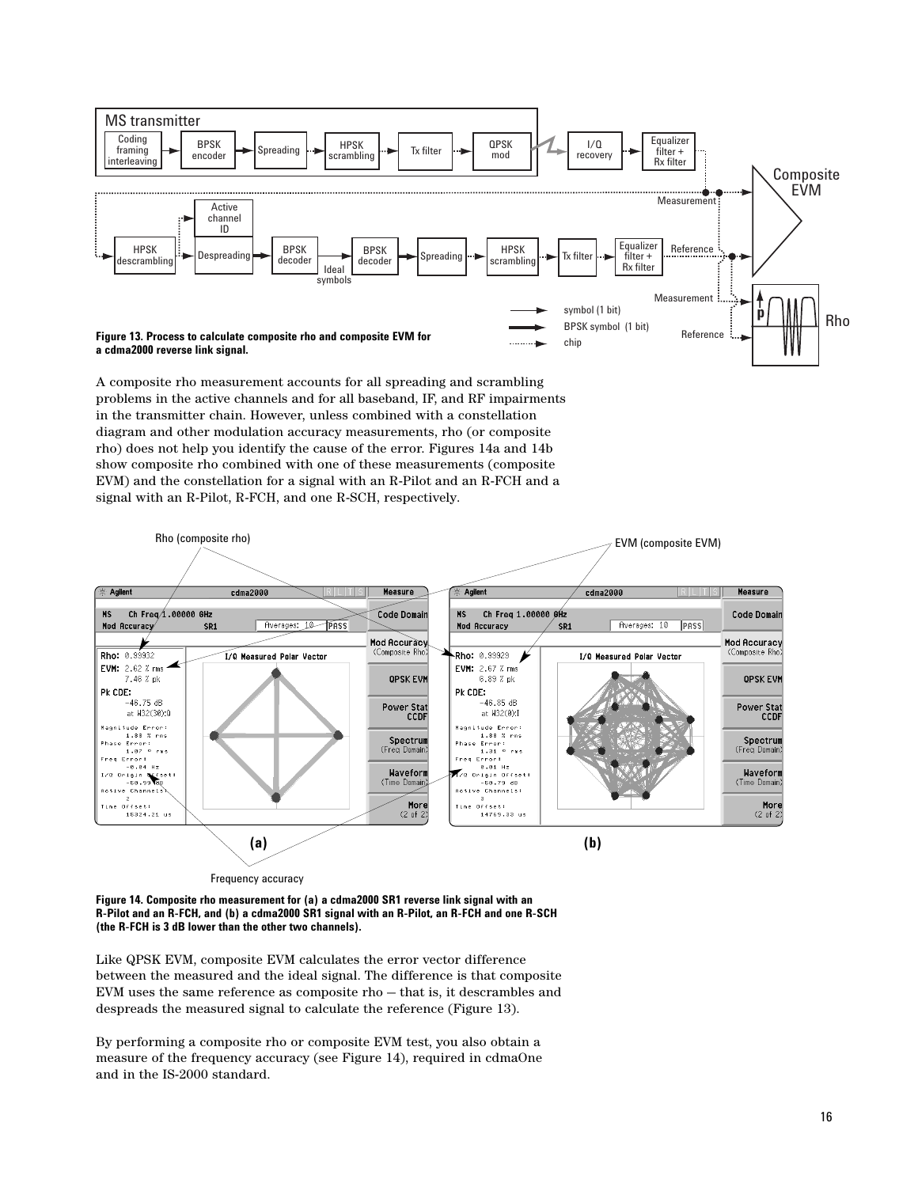**Figure 13. Process to calculate composite rho and composite EVM for a cdma2000 reverse link signal.**

A composite rho measurement accounts for all spreading and scrambling problems in the active channels and for all baseband, IF, and RF impairments in the transmitter chain. However, unless combined with a constellation diagram and other modulation accuracy measurements, rho (or composite rho) does not help you identify the cause of the error. Figures 14a and 14b show composite rho combined with one of these measurements (composite EVM) and the constellation for a signal with an R-Pilot and an R-FCH and a signal with an R-Pilot, R-FCH, and one R-SCH, respectively.

**Figure 14. Composite rho measurement for (a) a cdma2000 SR1 reverse link signal with an R-Pilot and an R-FCH, and (b) a cdma2000 SR1 signal with an R-Pilot, an R-FCH and one R-SCH (the R-FCH is 3 dB lower than the other two channels).**

Like QPSK EVM, composite EVM calculates the error vector difference between the measured and the ideal signal. The difference is that composite EVM uses the same reference as composite rho — that is, it descrambles and despreads the measured signal to calculate the reference (Figure 13).

By performing a composite rho or composite EVM test, you also obtain a measure of the frequency accuracy (see Figure 14), required in cdmaOne and in the IS-2000 standard.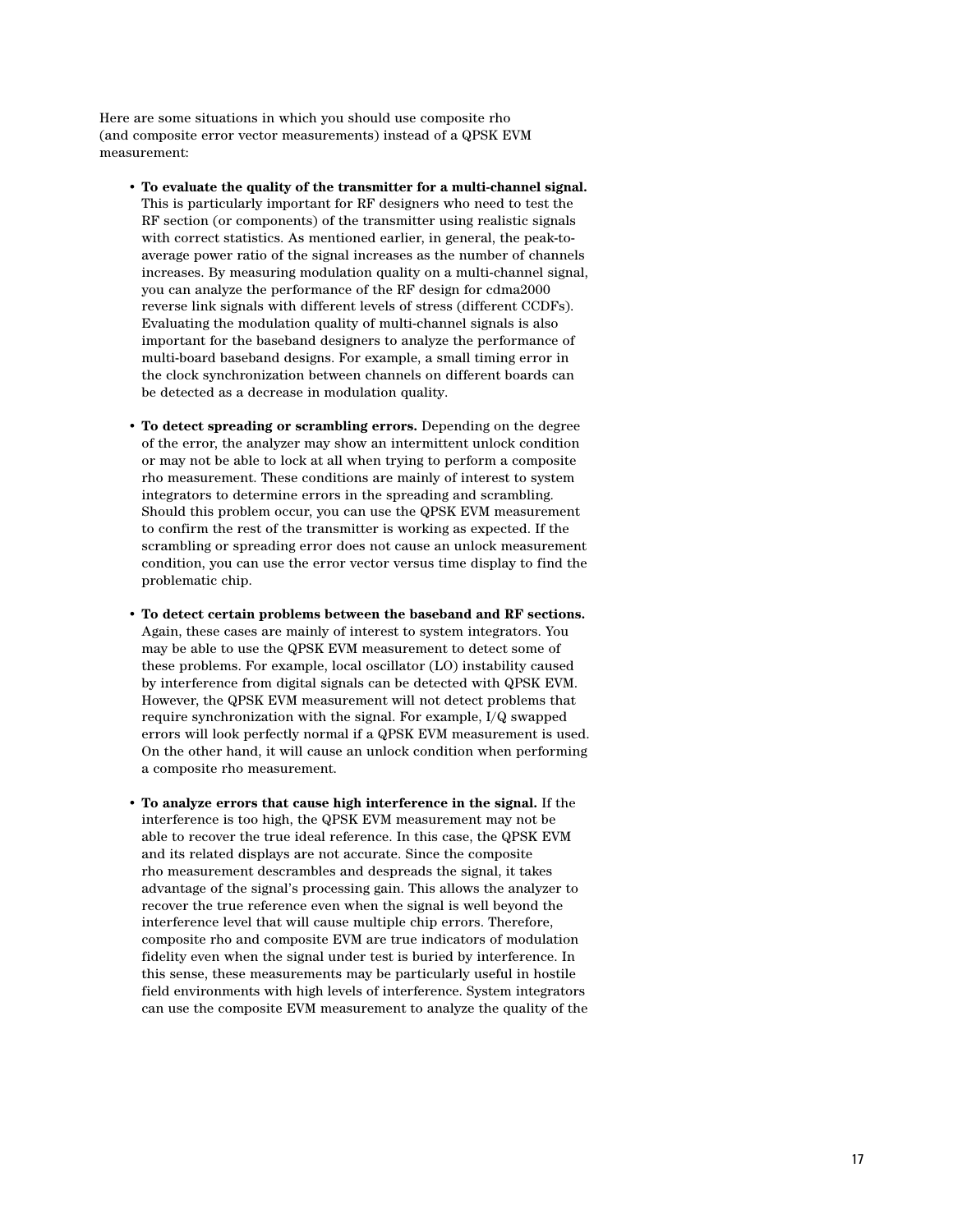Here are some situations in which you should use composite rho (and composite error vector measurements) instead of a QPSK EVM measurement:

- **To evaluate the quality of the transmitter for a multi-channel signal.** This is particularly important for RF designers who need to test the RF section (or components) of the transmitter using realistic signals with correct statistics. As mentioned earlier, in general, the peak-to-average power ratio of the signal increases as the number of channels increases. By measuring modulation quality on a multi-channel signal, you can analyze the performance of the RF design for cdma2000 reverse link signals with different levels of stress (different CCDFs). Evaluating the modulation quality of multi-channel signals is also important for the baseband designers to analyze the performance of multi-board baseband designs. For example, a small timing error in the clock synchronization between channels on different boards can be detected as a decrease in modulation quality.

- **To detect spreading or scrambling errors.** Depending on the degree of the error, the analyzer may show an intermittent unlock condition or may not be able to lock at all when trying to perform a composite rho measurement. These conditions are mainly of interest to system integrators to determine errors in the spreading and scrambling. Should this problem occur, you can use the QPSK EVM measurement to confirm the rest of the transmitter is working as expected. If the scrambling or spreading error does not cause an unlock measurement condition, you can use the error vector versus time display to find the problematic chip.

- **To detect certain problems between the baseband and RF sections.** Again, these cases are mainly of interest to system integrators. You may be able to use the QPSK EVM measurement to detect some of these problems. For example, local oscillator (LO) instability caused by interference from digital signals can be detected with QPSK EVM. However, the QPSK EVM measurement will not detect problems that require synchronization with the signal. For example, I/Q swapped errors will look perfectly normal if a QPSK EVM measurement is used. On the other hand, it will cause an unlock condition when performing a composite rho measurement.

- **To analyze errors that cause high interference in the signal.** If the interference is too high, the QPSK EVM measurement may not be able to recover the true ideal reference. In this case, the QPSK EVM and its related displays are not accurate. Since the composite rho measurement descrambles and despreads the signal, it takes advantage of the signal's processing gain. This allows the analyzer to recover the true reference even when the signal is well beyond the interference level that will cause multiple chip errors. Therefore, composite rho and composite EVM are true indicators of modulation fidelity even when the signal under test is buried by interference. In this sense, these measurements may be particularly useful in hostile field environments with high levels of interference. System integrators can use the composite EVM measurement to analyze the quality of the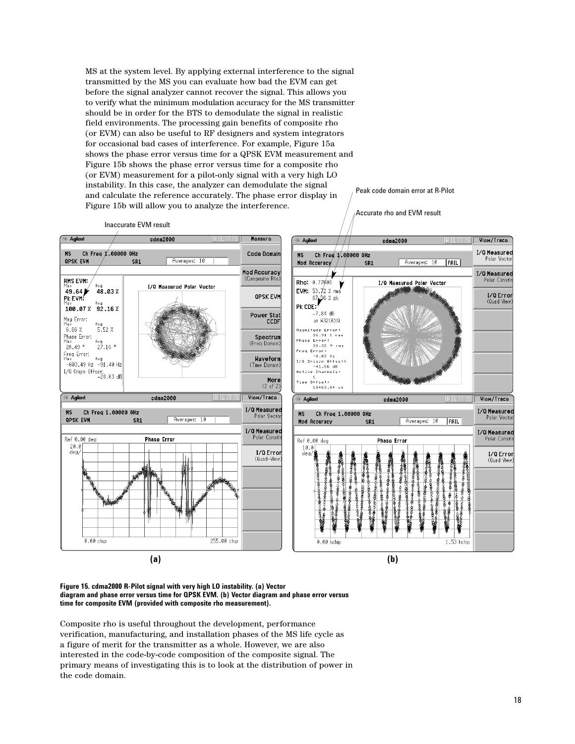MS at the system level. By applying external interference to the signal transmitted by the MS you can evaluate how bad the EVM can get before the signal analyzer cannot recover the signal. This allows you to verify what the minimum modulation accuracy for the MS transmitter should be in order for the BTS to demodulate the signal in realistic field environments. The processing gain benefits of composite rho (or EVM) can also be useful to RF designers and system integrators for occasional bad cases of interference. For example, Figure 15a shows the phase error versus time for a QPSK EVM measurement and Figure 15b shows the phase error versus time for a composite rho (or EVM) measurement for a pilot-only signal with a very high LO instability. In this case, the analyzer can demodulate the signal and calculate the reference accurately. The phase error display in Figure 15b will allow you to analyze the interference.

**Figure 15. cdma2000 R-Pilot signal with very high LO instability. (a) Vector diagram and phase error versus time for QPSK EVM. (b) Vector diagram and phase error versus time for composite EVM (provided with composite rho measurement).**

Composite rho is useful throughout the development, performance verification, manufacturing, and installation phases of the MS life cycle as a figure of merit for the transmitter as a whole. However, we are also interested in the code-by-code composition of the composite signal. The primary means of investigating this is to look at the distribution of power in the code domain.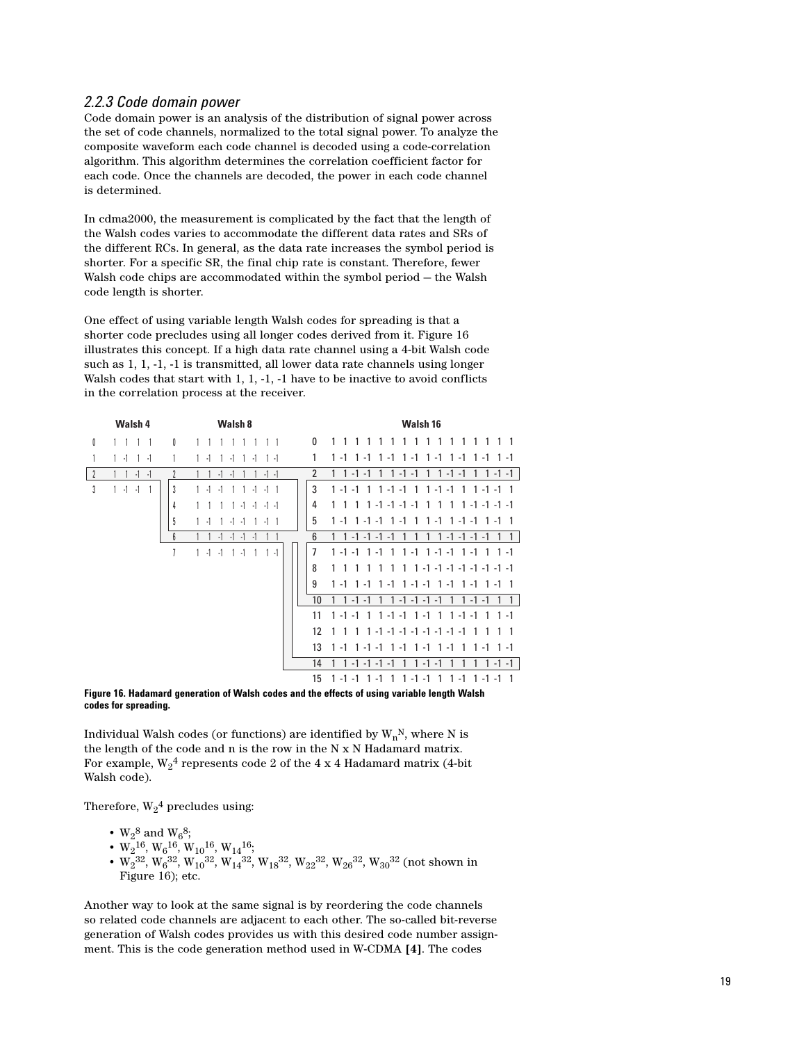### 2.2.3 Code domain power

Code domain power is an analysis of the distribution of signal power across the set of code channels, normalized to the total signal power. To analyze the composite waveform each code channel is decoded using a code-correlation algorithm. This algorithm determines the correlation coefficient factor for each code. Once the channels are decoded, the power in each code channel is determined.

In cdma2000, the measurement is complicated by the fact that the length of the Walsh codes varies to accommodate the different data rates and SRs of the different RCs. In general, as the data rate increases the symbol period is shorter. For a specific SR, the final chip rate is constant. Therefore, fewer Walsh code chips are accommodated within the symbol period — the Walsh code length is shorter.

One effect of using variable length Walsh codes for spreading is that a shorter code precludes using all longer codes derived from it. Figure 16 illustrates this concept. If a high data rate channel using a 4-bit Walsh code such as 1, 1, -1, -1 is transmitted, all lower data rate channels using longer Walsh codes that start with 1, 1, -1, -1 have to be inactive to avoid conflicts in the correlation process at the receiver.

| Walsh 4 | | Walsh 8 | | Walsh 16 | |
|---|---|---|---|---|---|
| 0 | 1 1 1 1 | 0 | 1 1 1 1 1 1 1 1 | 0 | 1 1 1 1 1 1 1 1 1 1 1 1 1 1 1 1 |
| 1 | 1 -1 1 -1 | 1 | 1 -1 1 -1 1 -1 1 -1 | 1 | 1 -1 1 -1 1 -1 1 -1 1 -1 1 -1 1 -1 1 -1 |
| 2 | 1 1 -1 -1 | 2 | 1 1 -1 -1 1 1 -1 -1 | 2 | 1 1 -1 -1 1 1 -1 -1 1 1 -1 -1 1 1 -1 -1 |
| 3 | 1 -1 -1 1 | 3 | 1 -1 -1 1 1 -1 -1 1 | 3 | 1 -1 -1 1 1 -1 -1 1 1 -1 -1 1 1 -1 -1 1 |
| | | 4 | 1 1 1 1 -1 -1 -1 -1 | 4 | 1 1 1 1 -1 -1 -1 -1 1 1 1 1 -1 -1 -1 -1 |
| | | 5 | 1 -1 1 -1 -1 1 -1 1 | 5 | 1 -1 1 -1 -1 1 -1 1 1 -1 1 -1 -1 1 -1 1 |
| | | 6 | 1 1 -1 -1 -1 -1 1 1 | 6 | 1 1 -1 -1 -1 -1 1 1 1 1 -1 -1 -1 -1 1 1 |
| | | 7 | 1 -1 -1 1 -1 1 1 -1 | 7 | 1 -1 -1 1 -1 1 1 -1 1 -1 -1 1 -1 1 1 -1 |
| | | | | 8 | 1 1 1 1 1 1 1 1 -1 -1 -1 -1 -1 -1 -1 -1 |
| | | | | 9 | 1 -1 1 -1 1 -1 1 -1 -1 1 -1 1 -1 1 -1 1 |
| | | | | 10 | 1 1 -1 -1 1 1 -1 -1 -1 -1 1 1 -1 -1 1 1 |
| | | | | 11 | 1 -1 -1 1 1 -1 -1 1 -1 1 1 -1 -1 1 1 -1 |
| | | | | 12 | 1 1 1 1 -1 -1 -1 -1 -1 -1 -1 -1 1 1 1 1 |
| | | | | 13 | 1 -1 1 -1 -1 1 -1 1 -1 1 -1 1 1 -1 1 -1 |
| | | | | 14 | 1 1 -1 -1 -1 -1 1 1 -1 -1 1 1 1 1 -1 -1 |
| | | | | 15 | 1 -1 -1 1 -1 1 1 -1 -1 1 1 -1 1 -1 -1 1 |

**Figure 16. Hadamard generation of Walsh codes and the effects of using variable length Walsh codes for spreading.**

Individual Walsh codes (or functions) are identified by $W_n^N$, where N is the length of the code and n is the row in the N x N Hadamard matrix. For example, $W_2^4$ represents code 2 of the 4 x 4 Hadamard matrix (4-bit Walsh code).

Therefore, $W_2^4$ precludes using:

- $W_2^8$ and $W_6^8$;
- $W_2^{16}$, $W_6^{16}$, $W_{10}^{16}$, $W_{14}^{16}$;
- $W_2^{32}$, $W_6^{32}$, $W_{10}^{32}$, $W_{14}^{32}$, $W_{18}^{32}$, $W_{22}^{32}$, $W_{26}^{32}$, $W_{30}^{32}$ (not shown in Figure 16); etc.

Another way to look at the same signal is by reordering the code channels so related code channels are adjacent to each other. The so-called bit-reverse generation of Walsh codes provides us with this desired code number assignment. This is the code generation method used in W-CDMA **[4]**. The codes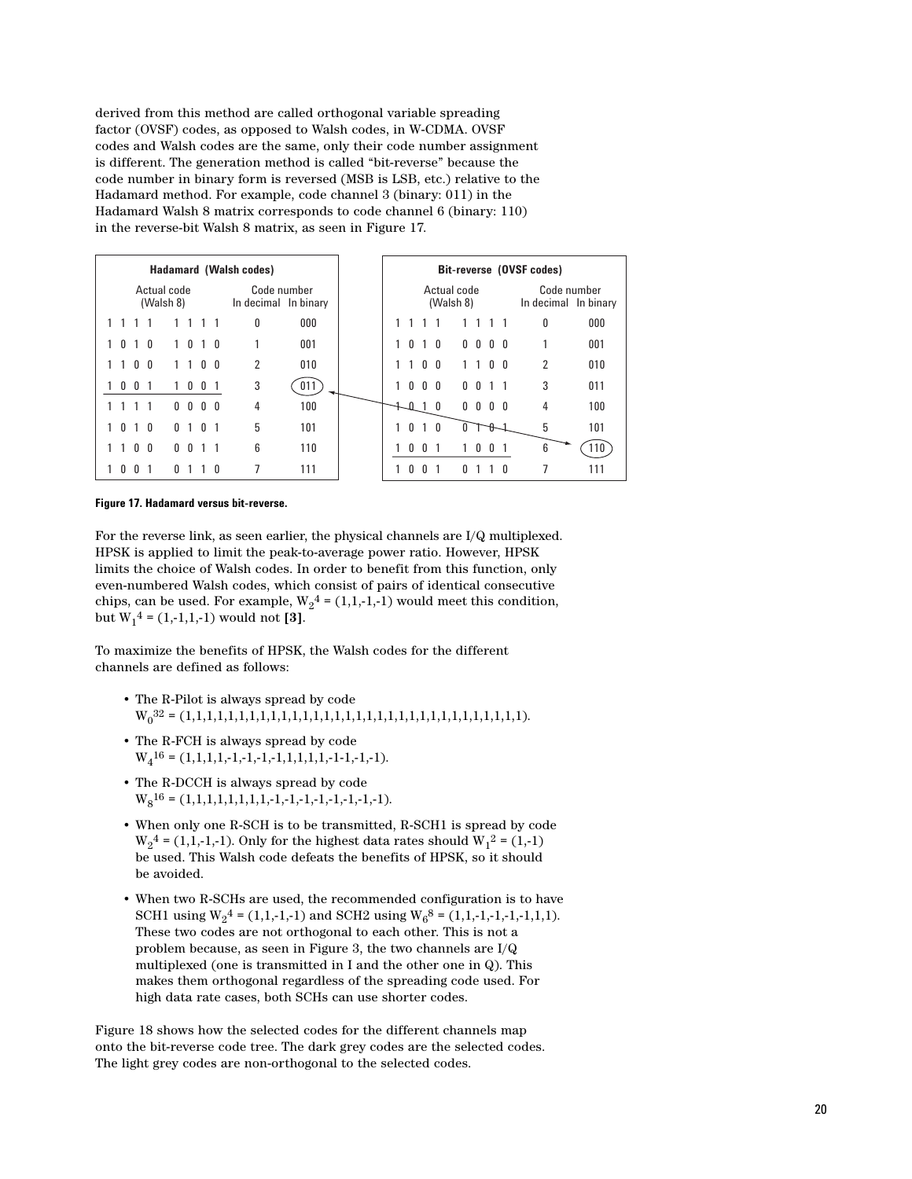derived from this method are called orthogonal variable spreading factor (OVSF) codes, as opposed to Walsh codes, in W-CDMA. OVSF codes and Walsh codes are the same, only their code number assignment is different. The generation method is called "bit-reverse" because the code number in binary form is reversed (MSB is LSB, etc.) relative to the Hadamard method. For example, code channel 3 (binary: 011) in the Hadamard Walsh 8 matrix corresponds to code channel 6 (binary: 110) in the reverse-bit Walsh 8 matrix, as seen in Figure 17.

**Hadamard (Walsh codes)**

| Actual code (Walsh 8) | Code number In decimal | Code number In binary |
|---|---|---|
| 1 1 1 1 1 1 1 1 | 0 | 000 |
| 1 0 1 0 1 0 1 0 | 1 | 001 |
| 1 1 0 0 1 1 0 0 | 2 | 010 |
| 1 0 0 1 1 0 0 1 | 3 | 011 |
| 1 1 1 1 0 0 0 0 | 4 | 100 |
| 1 0 1 0 0 1 0 1 | 5 | 101 |
| 1 1 0 0 0 0 1 1 | 6 | 110 |
| 1 0 0 1 0 1 1 0 | 7 | 111 |

**Bit-reverse (OVSF codes)**

| Actual code (Walsh 8) | Code number In decimal | Code number In binary |
|---|---|---|
| 1 1 1 1 1 1 1 1 | 0 | 000 |
| 1 0 1 0 0 0 0 0 | 1 | 001 |
| 1 1 0 0 1 1 0 0 | 2 | 010 |
| 1 0 0 0 0 0 1 1 | 3 | 011 |
| 1 0 1 0 0 0 0 0 | 4 | 100 |
| 1 0 1 0 0 1 0 1 | 5 | 101 |
| 1 0 0 1 1 0 0 1 | 6 | 110 |
| 1 0 0 1 0 1 1 0 | 7 | 111 |

**Figure 17. Hadamard versus bit-reverse.**

For the reverse link, as seen earlier, the physical channels are I/Q multiplexed. HPSK is applied to limit the peak-to-average power ratio. However, HPSK limits the choice of Walsh codes. In order to benefit from this function, only even-numbered Walsh codes, which consist of pairs of identical consecutive chips, can be used. For example, $W_2^4$ = (1,1,-1,-1) would meet this condition, but $W_1^4$ = (1,-1,1,-1) would not **[3]**.

To maximize the benefits of HPSK, the Walsh codes for the different channels are defined as follows:

- The R-Pilot is always spread by code $W_0^{32}$ = (1,1,1,1,1,1,1,1,1,1,1,1,1,1,1,1,1,1,1,1,1,1,1,1,1,1,1,1,1,1,1,1).
- The R-FCH is always spread by code $W_4^{16}$ = (1,1,1,1,-1,-1,-1,-1,1,1,1,1,-1-1,-1,-1).
- The R-DCCH is always spread by code $W_8^{16}$ = (1,1,1,1,1,1,1,1,-1,-1,-1,-1,-1,-1,-1,-1).
- When only one R-SCH is to be transmitted, R-SCH1 is spread by code $W_2^4$ = (1,1,-1,-1). Only for the highest data rates should $W_1^2$ = (1,-1) be used. This Walsh code defeats the benefits of HPSK, so it should be avoided.
- When two R-SCHs are used, the recommended configuration is to have SCH1 using $W_2^4$ = (1,1,-1,-1) and SCH2 using $W_6^8$ = (1,1,-1,-1,-1,-1,1,1). These two codes are not orthogonal to each other. This is not a problem because, as seen in Figure 3, the two channels are I/Q multiplexed (one is transmitted in I and the other one in Q). This makes them orthogonal regardless of the spreading code used. For high data rate cases, both SCHs can use shorter codes.

Figure 18 shows how the selected codes for the different channels map onto the bit-reverse code tree. The dark grey codes are the selected codes. The light grey codes are non-orthogonal to the selected codes.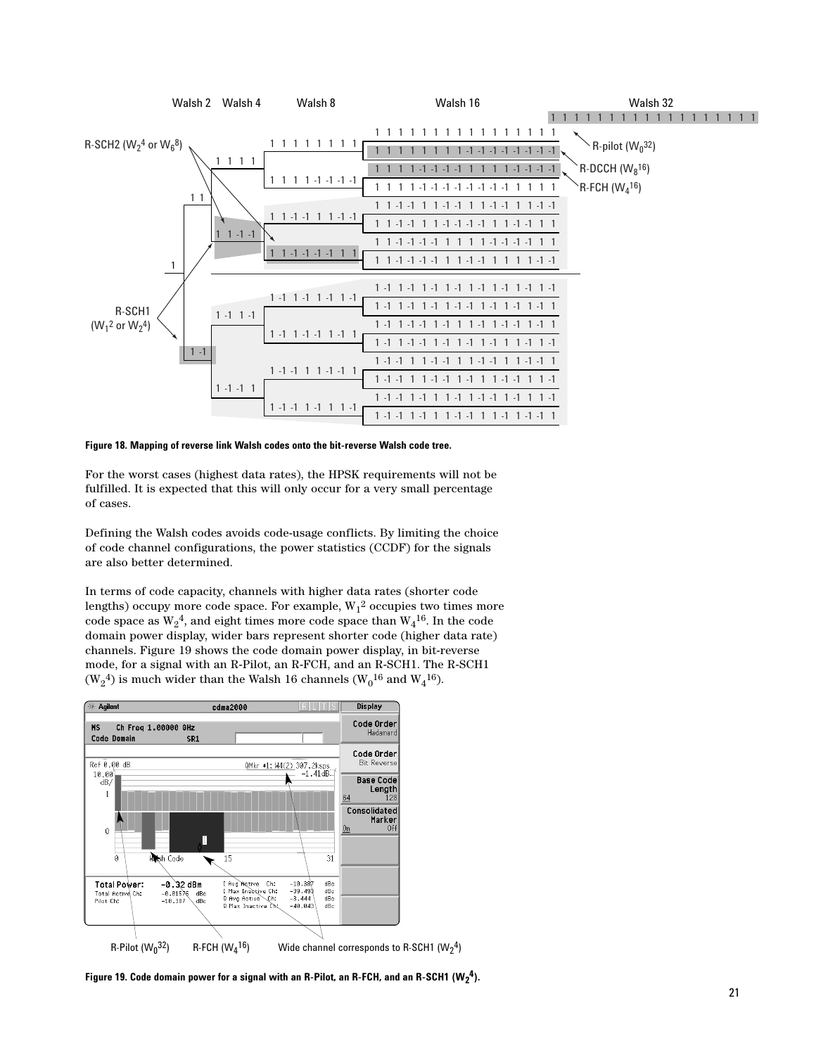Figure 18. Mapping of reverse link Walsh codes onto the bit-reverse Walsh code tree.

For the worst cases (highest data rates), the HPSK requirements will not be fulfilled. It is expected that this will only occur for a very small percentage of cases.

Defining the Walsh codes avoids code-usage conflicts. By limiting the choice of code channel configurations, the power statistics (CCDF) for the signals are also better determined.

In terms of code capacity, channels with higher data rates (shorter code lengths) occupy more code space. For example, $W_1^2$ occupies two times more code space as $W_2^4$, and eight times more code space than $W_4^{16}$. In the code domain power display, wider bars represent shorter code (higher data rate) channels. Figure 19 shows the code domain power display, in bit-reverse mode, for a signal with an R-Pilot, an R-FCH, and an R-SCH1. The R-SCH1 ($W_2^4$) is much wider than the Walsh 16 channels ($W_0^{16}$ and $W_4^{16}$).

**Figure 19. Code domain power for a signal with an R-Pilot, an R-FCH, and an R-SCH1 ($W_2^4$).**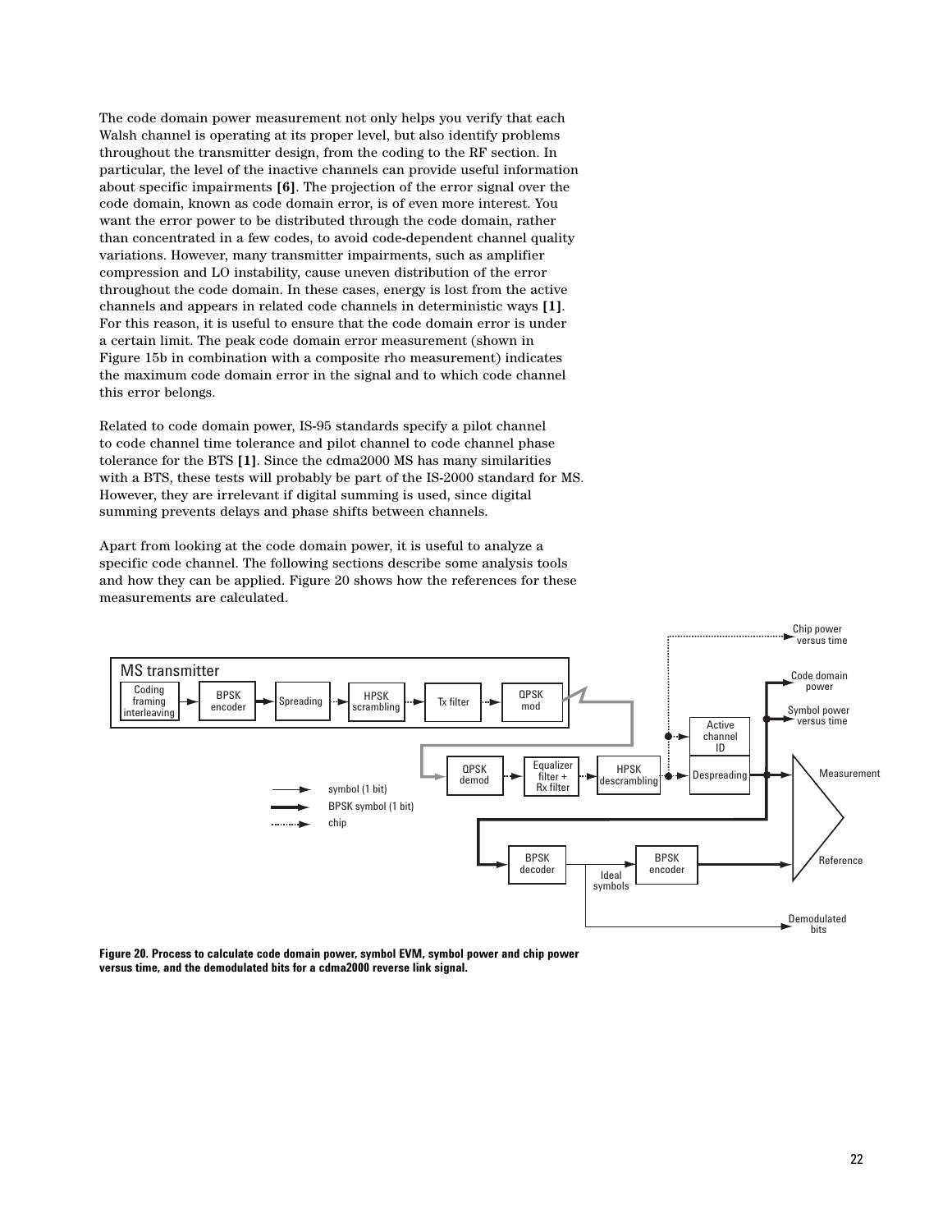The code domain power measurement not only helps you verify that each Walsh channel is operating at its proper level, but also identify problems throughout the transmitter design, from the coding to the RF section. In particular, the level of the inactive channels can provide useful information about specific impairments **[6]**. The projection of the error signal over the code domain, known as code domain error, is of even more interest. You want the error power to be distributed through the code domain, rather than concentrated in a few codes, to avoid code-dependent channel quality variations. However, many transmitter impairments, such as amplifier compression and LO instability, cause uneven distribution of the error throughout the code domain. In these cases, energy is lost from the active channels and appears in related code channels in deterministic ways **[1]**. For this reason, it is useful to ensure that the code domain error is under a certain limit. The peak code domain error measurement (shown in Figure 15b in combination with a composite rho measurement) indicates the maximum code domain error in the signal and to which code channel this error belongs.

Related to code domain power, IS-95 standards specify a pilot channel to code channel time tolerance and pilot channel to code channel phase tolerance for the BTS **[1]**. Since the cdma2000 MS has many similarities with a BTS, these tests will probably be part of the IS-2000 standard for MS. However, they are irrelevant if digital summing is used, since digital summing prevents delays and phase shifts between channels.

Apart from looking at the code domain power, it is useful to analyze a specific code channel. The following sections describe some analysis tools and how they can be applied. Figure 20 shows how the references for these measurements are calculated.

**Figure 20. Process to calculate code domain power, symbol EVM, symbol power and chip power versus time, and the demodulated bits for a cdma2000 reverse link signal.**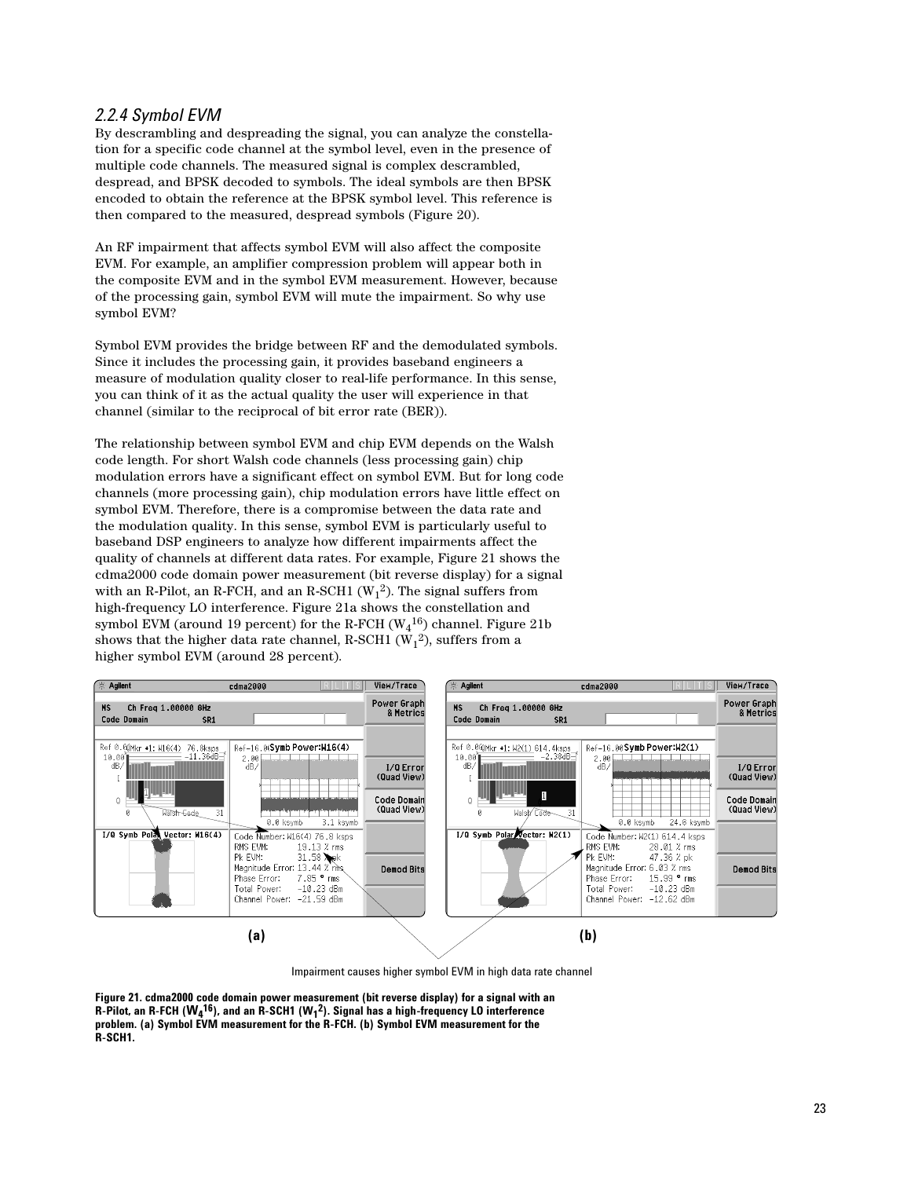### 2.2.4 Symbol EVM

By descrambling and despreading the signal, you can analyze the constellation for a specific code channel at the symbol level, even in the presence of multiple code channels. The measured signal is complex descrambled, despread, and BPSK decoded to symbols. The ideal symbols are then BPSK encoded to obtain the reference at the BPSK symbol level. This reference is then compared to the measured, despread symbols (Figure 20).

An RF impairment that affects symbol EVM will also affect the composite EVM. For example, an amplifier compression problem will appear both in the composite EVM and in the symbol EVM measurement. However, because of the processing gain, symbol EVM will mute the impairment. So why use symbol EVM?

Symbol EVM provides the bridge between RF and the demodulated symbols. Since it includes the processing gain, it provides baseband engineers a measure of modulation quality closer to real-life performance. In this sense, you can think of it as the actual quality the user will experience in that channel (similar to the reciprocal of bit error rate (BER)).

The relationship between symbol EVM and chip EVM depends on the Walsh code length. For short Walsh code channels (less processing gain) chip modulation errors have a significant effect on symbol EVM. But for long code channels (more processing gain), chip modulation errors have little effect on symbol EVM. Therefore, there is a compromise between the data rate and the modulation quality. In this sense, symbol EVM is particularly useful to baseband DSP engineers to analyze how different impairments affect the quality of channels at different data rates. For example, Figure 21 shows the cdma2000 code domain power measurement (bit reverse display) for a signal with an R-Pilot, an R-FCH, and an R-SCH1 ($W_1^2$). The signal suffers from high-frequency LO interference. Figure 21a shows the constellation and symbol EVM (around 19 percent) for the R-FCH ($W_4^{16}$) channel. Figure 21b shows that the higher data rate channel, R-SCH1 ($W_1^2$), suffers from a higher symbol EVM (around 28 percent).

(a) (b)

Impairment causes higher symbol EVM in high data rate channel

**Figure 21. cdma2000 code domain power measurement (bit reverse display) for a signal with an R-Pilot, an R-FCH ($W_4^{16}$), and an R-SCH1 ($W_1^2$). Signal has a high-frequency LO interference problem. (a) Symbol EVM measurement for the R-FCH. (b) Symbol EVM measurement for the R-SCH1.**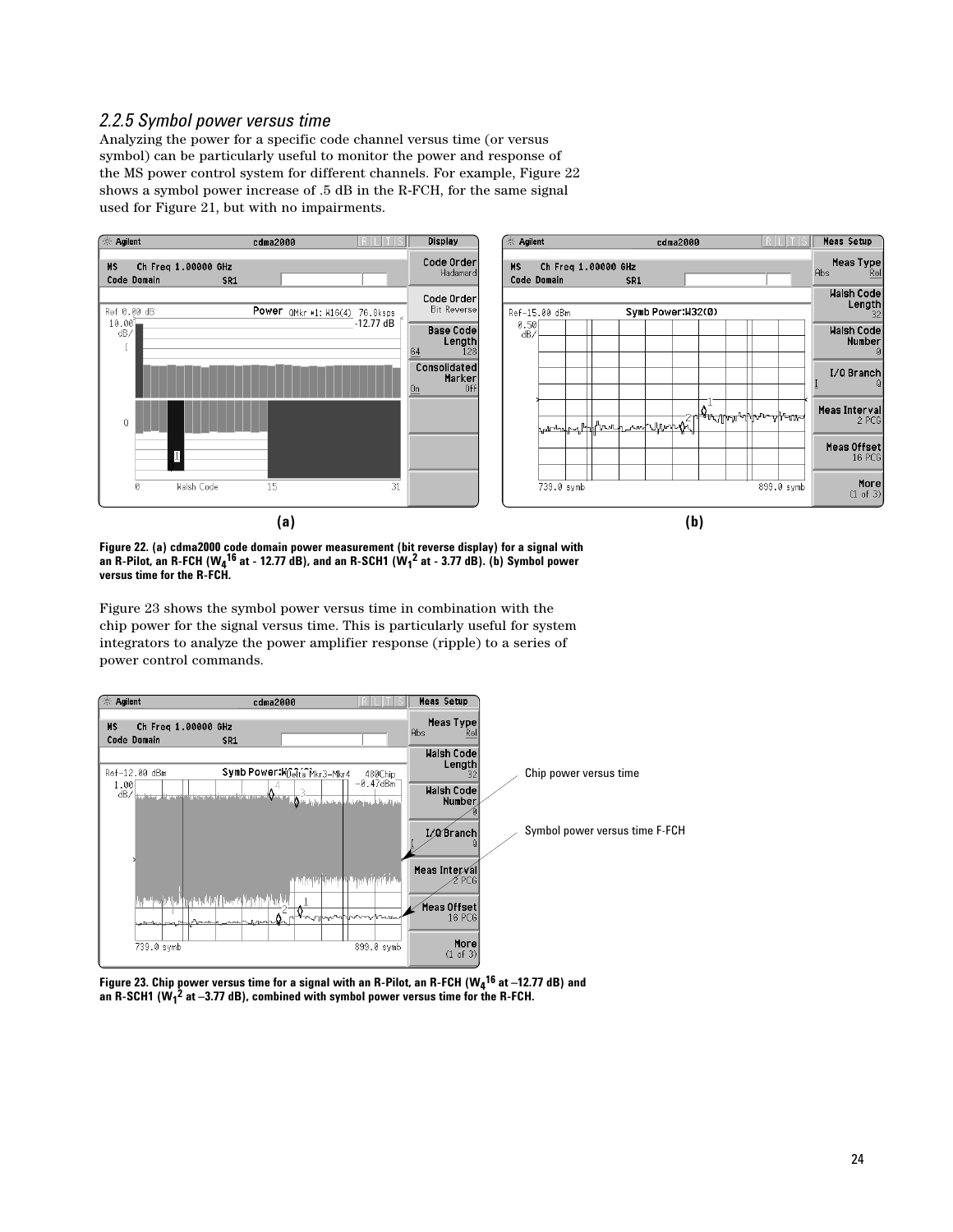### *2.2.5 Symbol power versus time*

Analyzing the power for a specific code channel versus time (or versus symbol) can be particularly useful to monitor the power and response of the MS power control system for different channels. For example, Figure 22 shows a symbol power increase of .5 dB in the R-FCH, for the same signal used for Figure 21, but with no impairments.

**Figure 22. (a) cdma2000 code domain power measurement (bit reverse display) for a signal with an R-Pilot, an R-FCH ($W_4^{16}$ at - 12.77 dB), and an R-SCH1 ($W_1^2$ at - 3.77 dB). (b) Symbol power versus time for the R-FCH.**

Figure 23 shows the symbol power versus time in combination with the chip power for the signal versus time. This is particularly useful for system integrators to analyze the power amplifier response (ripple) to a series of power control commands.

**Figure 23. Chip power versus time for a signal with an R-Pilot, an R-FCH ($W_4^{16}$ at –12.77 dB) and an R-SCH1 ($W_1^2$ at –3.77 dB), combined with symbol power versus time for the R-FCH.**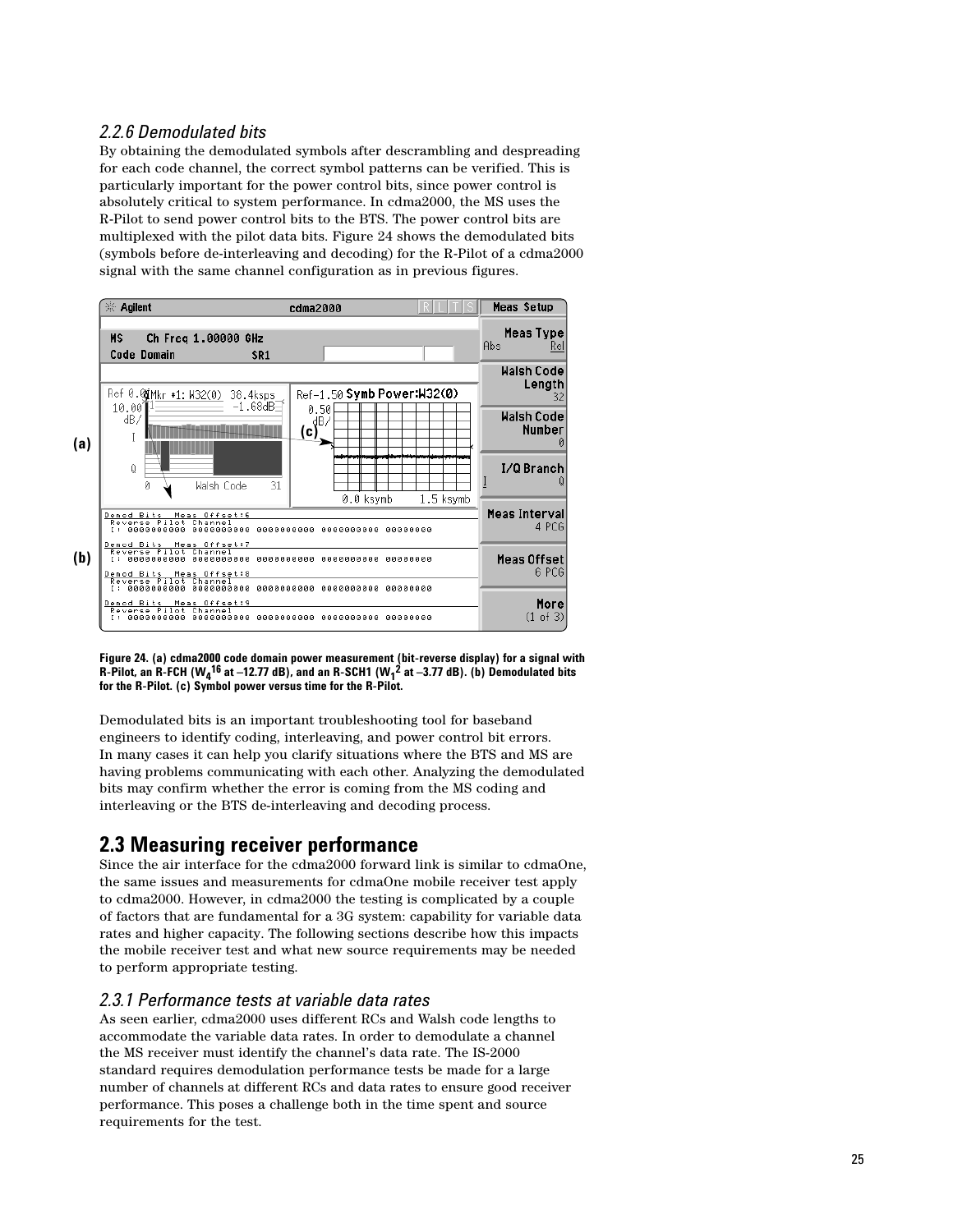### *2.2.6 Demodulated bits*

By obtaining the demodulated symbols after descrambling and despreading for each code channel, the correct symbol patterns can be verified. This is particularly important for the power control bits, since power control is absolutely critical to system performance. In cdma2000, the MS uses the R-Pilot to send power control bits to the BTS. The power control bits are multiplexed with the pilot data bits. Figure 24 shows the demodulated bits (symbols before de-interleaving and decoding) for the R-Pilot of a cdma2000 signal with the same channel configuration as in previous figures.

**Figure 24. (a) cdma2000 code domain power measurement (bit-reverse display) for a signal with R-Pilot, an R-FCH ($W_4^{16}$ at –12.77 dB), and an R-SCH1 ($W_1^{2}$ at –3.77 dB). (b) Demodulated bits for the R-Pilot. (c) Symbol power versus time for the R-Pilot.**

Demodulated bits is an important troubleshooting tool for baseband engineers to identify coding, interleaving, and power control bit errors. In many cases it can help you clarify situations where the BTS and MS are having problems communicating with each other. Analyzing the demodulated bits may confirm whether the error is coming from the MS coding and interleaving or the BTS de-interleaving and decoding process.

## 2.3 Measuring receiver performance

Since the air interface for the cdma2000 forward link is similar to cdmaOne, the same issues and measurements for cdmaOne mobile receiver test apply to cdma2000. However, in cdma2000 the testing is complicated by a couple of factors that are fundamental for a 3G system: capability for variable data rates and higher capacity. The following sections describe how this impacts the mobile receiver test and what new source requirements may be needed to perform appropriate testing.

### *2.3.1 Performance tests at variable data rates*

As seen earlier, cdma2000 uses different RCs and Walsh code lengths to accommodate the variable data rates. In order to demodulate a channel the MS receiver must identify the channel's data rate. The IS-2000 standard requires demodulation performance tests be made for a large number of channels at different RCs and data rates to ensure good receiver performance. This poses a challenge both in the time spent and source requirements for the test.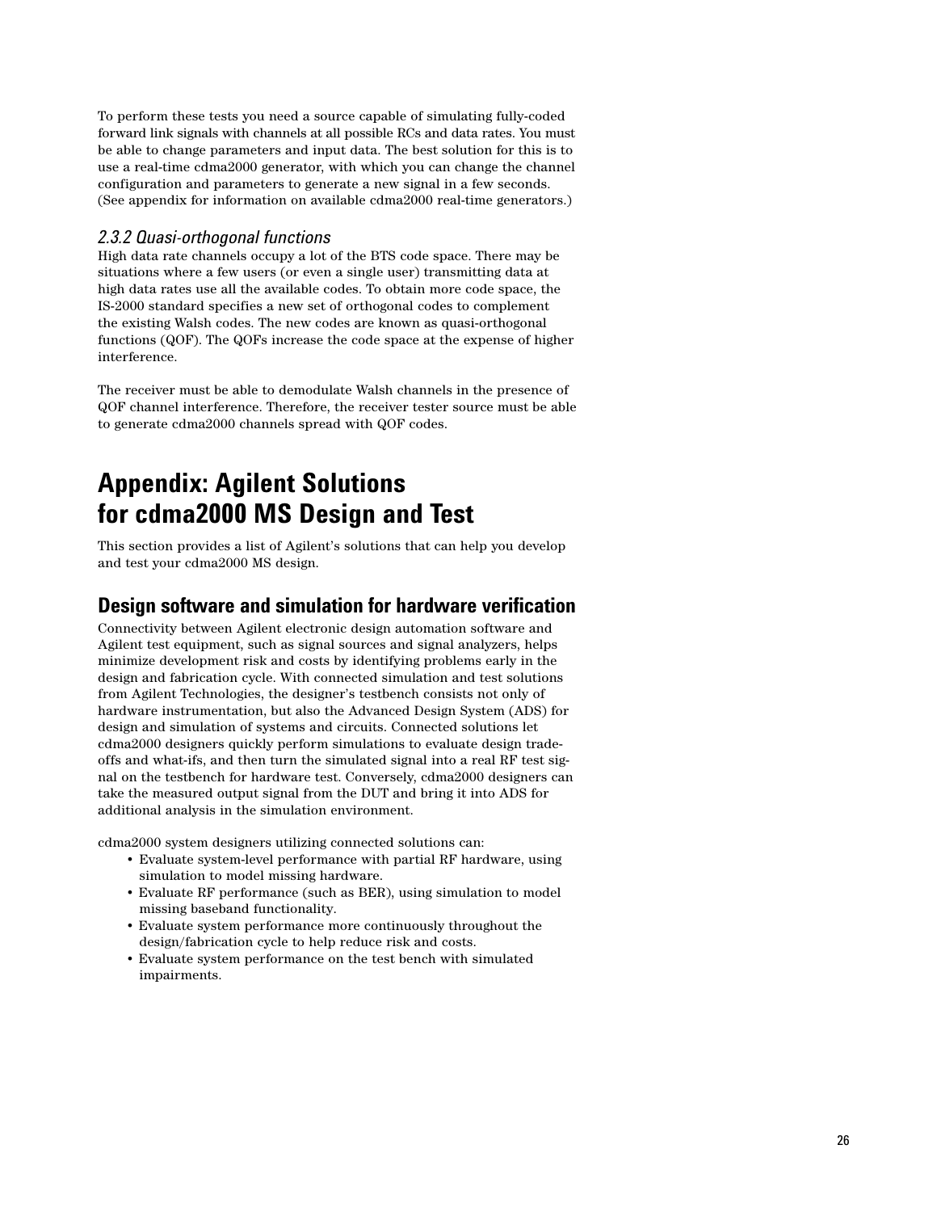To perform these tests you need a source capable of simulating fully-coded forward link signals with channels at all possible RCs and data rates. You must be able to change parameters and input data. The best solution for this is to use a real-time cdma2000 generator, with which you can change the channel configuration and parameters to generate a new signal in a few seconds. (See appendix for information on available cdma2000 real-time generators.)

### *2.3.2 Quasi-orthogonal functions*

High data rate channels occupy a lot of the BTS code space. There may be situations where a few users (or even a single user) transmitting data at high data rates use all the available codes. To obtain more code space, the IS-2000 standard specifies a new set of orthogonal codes to complement the existing Walsh codes. The new codes are known as quasi-orthogonal functions (QOF). The QOFs increase the code space at the expense of higher interference.

The receiver must be able to demodulate Walsh channels in the presence of QOF channel interference. Therefore, the receiver tester source must be able to generate cdma2000 channels spread with QOF codes.

# Appendix: Agilent Solutions for cdma2000 MS Design and Test

This section provides a list of Agilent's solutions that can help you develop and test your cdma2000 MS design.

## Design software and simulation for hardware verification

Connectivity between Agilent electronic design automation software and Agilent test equipment, such as signal sources and signal analyzers, helps minimize development risk and costs by identifying problems early in the design and fabrication cycle. With connected simulation and test solutions from Agilent Technologies, the designer's testbench consists not only of hardware instrumentation, but also the Advanced Design System (ADS) for design and simulation of systems and circuits. Connected solutions let cdma2000 designers quickly perform simulations to evaluate design trade-offs and what-ifs, and then turn the simulated signal into a real RF test signal on the testbench for hardware test. Conversely, cdma2000 designers can take the measured output signal from the DUT and bring it into ADS for additional analysis in the simulation environment.

cdma2000 system designers utilizing connected solutions can:

- Evaluate system-level performance with partial RF hardware, using simulation to model missing hardware.
- Evaluate RF performance (such as BER), using simulation to model missing baseband functionality.
- Evaluate system performance more continuously throughout the design/fabrication cycle to help reduce risk and costs.
- Evaluate system performance on the test bench with simulated impairments.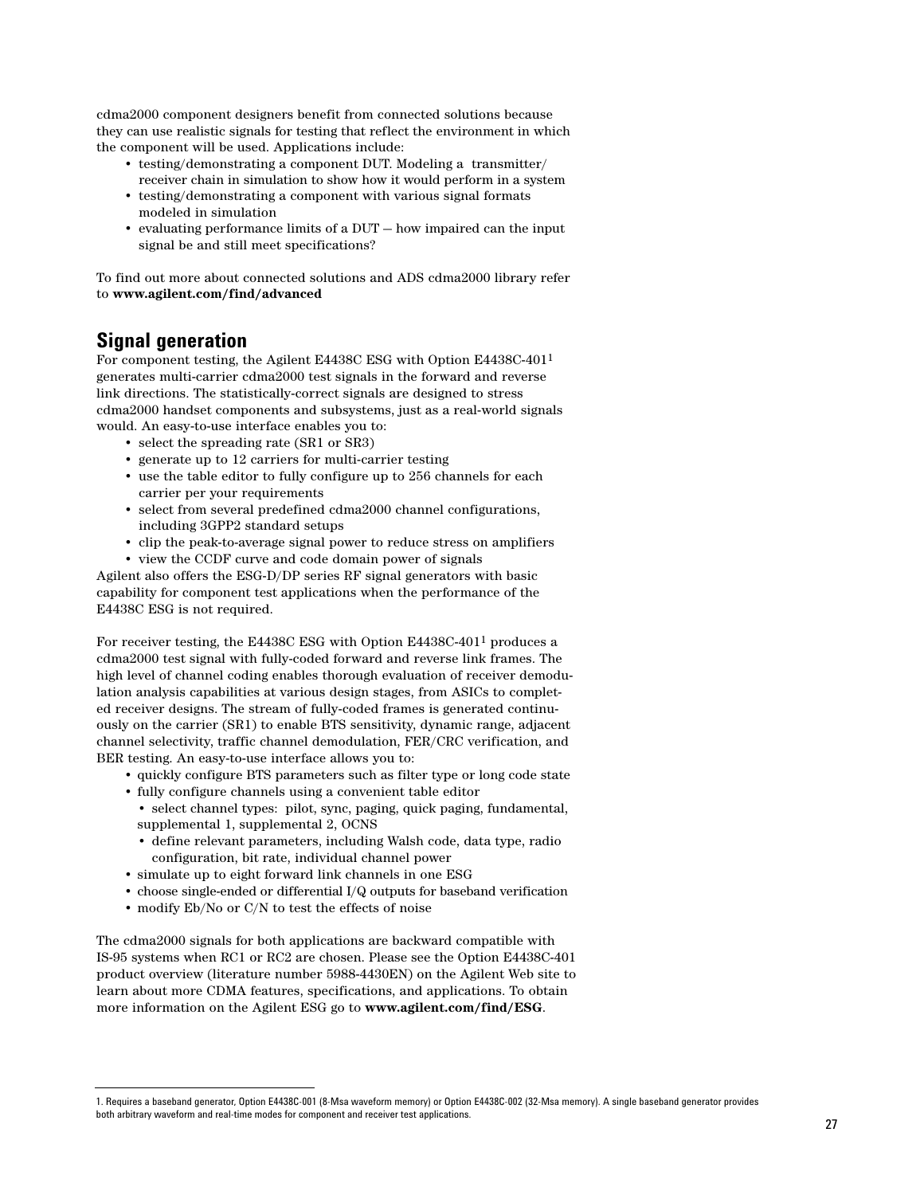cdma2000 component designers benefit from connected solutions because they can use realistic signals for testing that reflect the environment in which the component will be used. Applications include:

- testing/demonstrating a component DUT. Modeling a transmitter/receiver chain in simulation to show how it would perform in a system
- testing/demonstrating a component with various signal formats modeled in simulation
- evaluating performance limits of a DUT – how impaired can the input signal be and still meet specifications?

To find out more about connected solutions and ADS cdma2000 library refer to **www.agilent.com/find/advanced**

## Signal generation

For component testing, the Agilent E4438C ESG with Option E4438C-401[1] generates multi-carrier cdma2000 test signals in the forward and reverse link directions. The statistically-correct signals are designed to stress cdma2000 handset components and subsystems, just as a real-world signals would. An easy-to-use interface enables you to:

- select the spreading rate (SR1 or SR3)
- generate up to 12 carriers for multi-carrier testing
- use the table editor to fully configure up to 256 channels for each carrier per your requirements
- select from several predefined cdma2000 channel configurations, including 3GPP2 standard setups
- clip the peak-to-average signal power to reduce stress on amplifiers
- view the CCDF curve and code domain power of signals

Agilent also offers the ESG-D/DP series RF signal generators with basic capability for component test applications when the performance of the E4438C ESG is not required.

For receiver testing, the E4438C ESG with Option E4438C-401[1] produces a cdma2000 test signal with fully-coded forward and reverse link frames. The high level of channel coding enables thorough evaluation of receiver demodulation analysis capabilities at various design stages, from ASICs to completed receiver designs. The stream of fully-coded frames is generated continuously on the carrier (SR1) to enable BTS sensitivity, dynamic range, adjacent channel selectivity, traffic channel demodulation, FER/CRC verification, and BER testing. An easy-to-use interface allows you to:

- quickly configure BTS parameters such as filter type or long code state
- fully configure channels using a convenient table editor
  - select channel types: pilot, sync, paging, quick paging, fundamental, supplemental 1, supplemental 2, OCNS
  - define relevant parameters, including Walsh code, data type, radio configuration, bit rate, individual channel power
- simulate up to eight forward link channels in one ESG
- choose single-ended or differential I/Q outputs for baseband verification
- modify Eb/No or C/N to test the effects of noise

The cdma2000 signals for both applications are backward compatible with IS-95 systems when RC1 or RC2 are chosen. Please see the Option E4438C-401 product overview (literature number 5988-4430EN) on the Agilent Web site to learn about more CDMA features, specifications, and applications. To obtain more information on the Agilent ESG go to **www.agilent.com/find/ESG**.

---

1. Requires a baseband generator, Option E4438C-001 (8-Msa waveform memory) or Option E4438C-002 (32-Msa memory). A single baseband generator provides both arbitrary waveform and real-time modes for component and receiver test applications.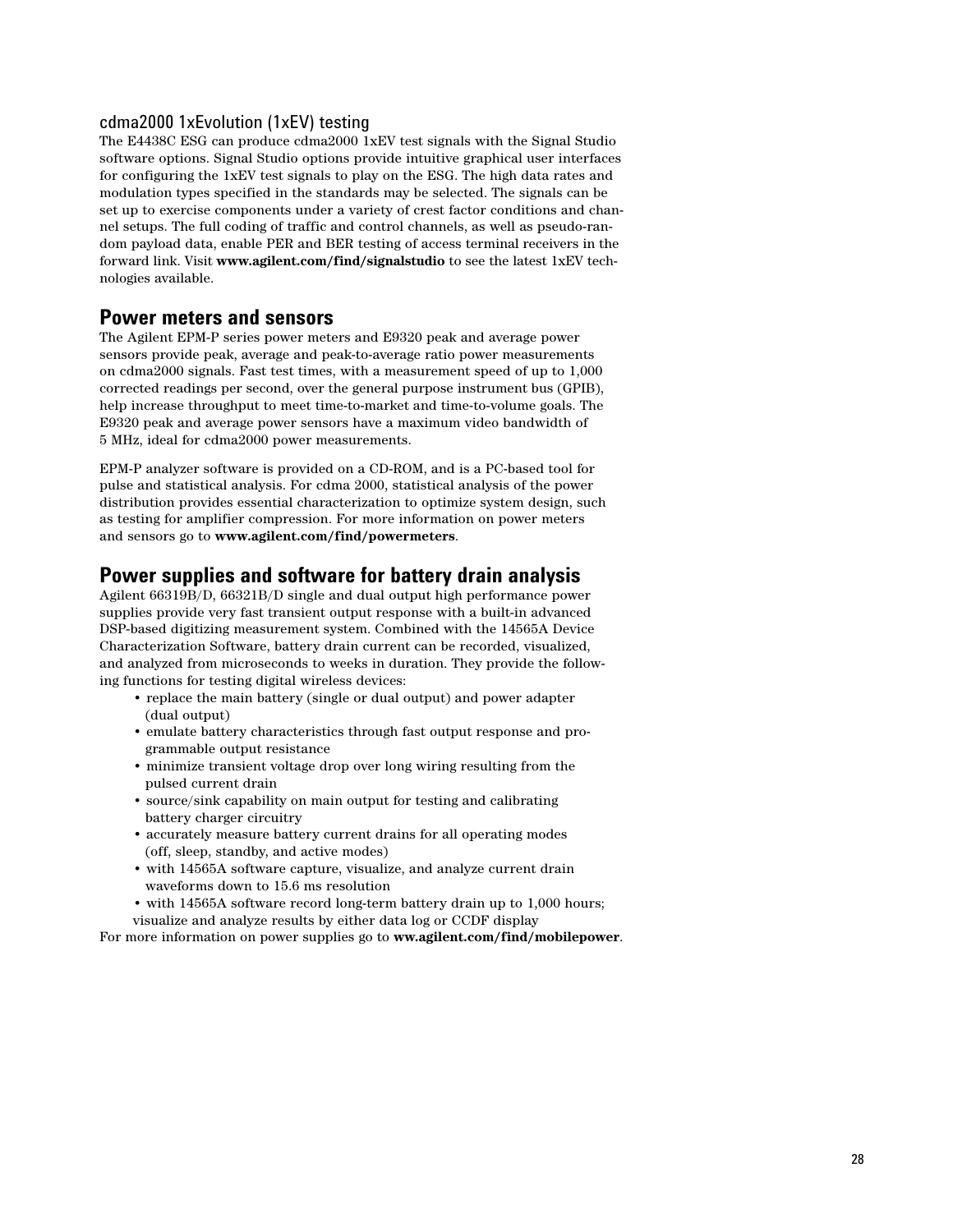### cdma2000 1xEvolution (1xEV) testing

The E4438C ESG can produce cdma2000 1xEV test signals with the Signal Studio software options. Signal Studio options provide intuitive graphical user interfaces for configuring the 1xEV test signals to play on the ESG. The high data rates and modulation types specified in the standards may be selected. The signals can be set up to exercise components under a variety of crest factor conditions and channel setups. The full coding of traffic and control channels, as well as pseudo-random payload data, enable PER and BER testing of access terminal receivers in the forward link. Visit **www.agilent.com/find/signalstudio** to see the latest 1xEV technologies available.

## Power meters and sensors

The Agilent EPM-P series power meters and E9320 peak and average power sensors provide peak, average and peak-to-average ratio power measurements on cdma2000 signals. Fast test times, with a measurement speed of up to 1,000 corrected readings per second, over the general purpose instrument bus (GPIB), help increase throughput to meet time-to-market and time-to-volume goals. The E9320 peak and average power sensors have a maximum video bandwidth of 5 MHz, ideal for cdma2000 power measurements.

EPM-P analyzer software is provided on a CD-ROM, and is a PC-based tool for pulse and statistical analysis. For cdma 2000, statistical analysis of the power distribution provides essential characterization to optimize system design, such as testing for amplifier compression. For more information on power meters and sensors go to **www.agilent.com/find/powermeters**.

## Power supplies and software for battery drain analysis

Agilent 66319B/D, 66321B/D single and dual output high performance power supplies provide very fast transient output response with a built-in advanced DSP-based digitizing measurement system. Combined with the 14565A Device Characterization Software, battery drain current can be recorded, visualized, and analyzed from microseconds to weeks in duration. They provide the following functions for testing digital wireless devices:

- replace the main battery (single or dual output) and power adapter (dual output)
- emulate battery characteristics through fast output response and programmable output resistance
- minimize transient voltage drop over long wiring resulting from the pulsed current drain
- source/sink capability on main output for testing and calibrating battery charger circuitry
- accurately measure battery current drains for all operating modes (off, sleep, standby, and active modes)
- with 14565A software capture, visualize, and analyze current drain waveforms down to 15.6 ms resolution
- with 14565A software record long-term battery drain up to 1,000 hours; visualize and analyze results by either data log or CCDF display

For more information on power supplies go to **ww.agilent.com/find/mobilepower**.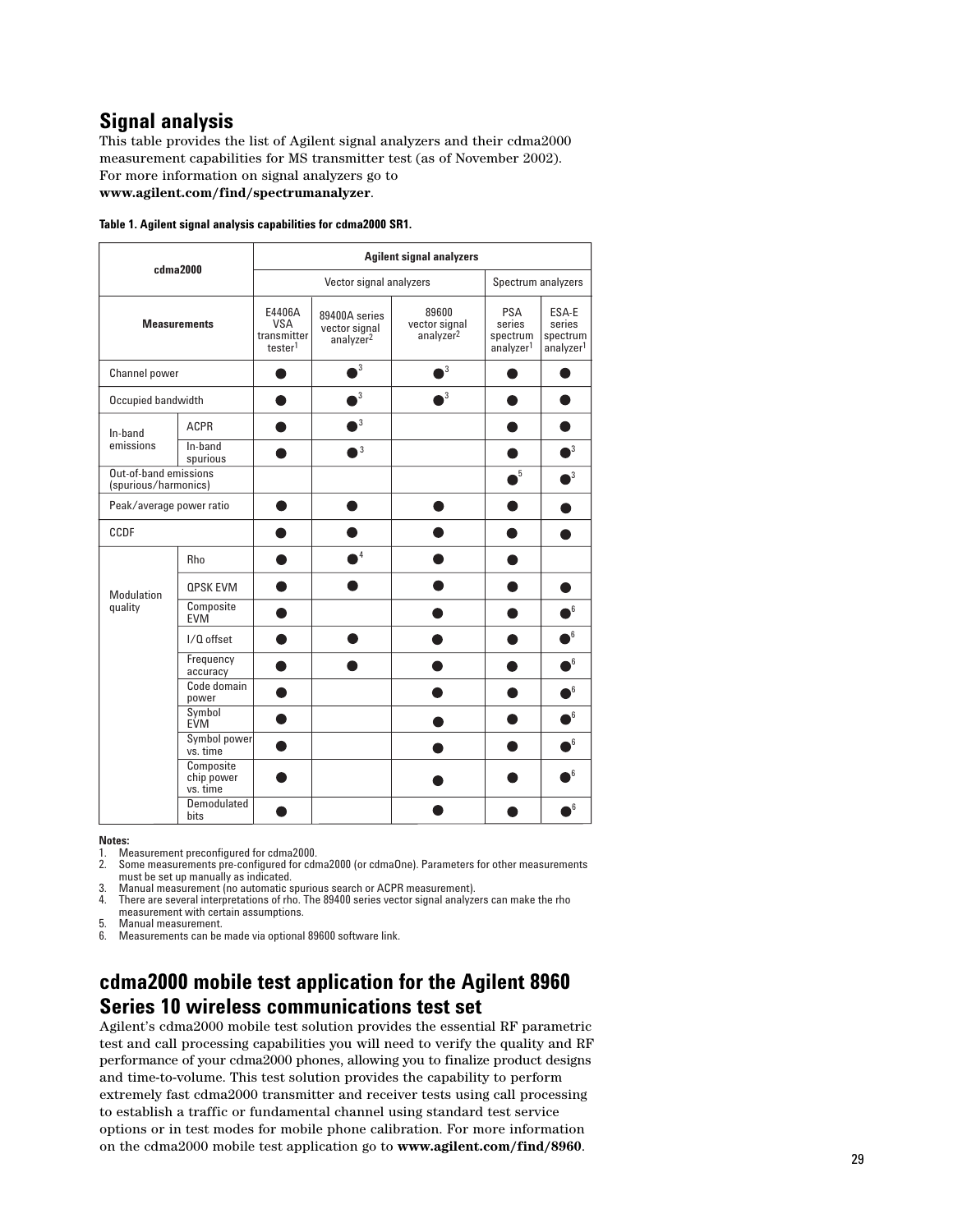## Signal analysis

This table provides the list of Agilent signal analyzers and their cdma2000 measurement capabilities for MS transmitter test (as of November 2002). For more information on signal analyzers go to **www.agilent.com/find/spectrumanalyzer**.

**Table 1. Agilent signal analysis capabilities for cdma2000 SR1.**

| cdma2000 | | Agilent signal analyzers | | | | |
|---|---|---|---|---|---|---|
| | | Vector signal analyzers | | | Spectrum analyzers | |
| Measurements | | E4406A VSA transmitter tester[1] | 89400A series vector signal analyzer[2] | 89600 vector signal analyzer[2] | PSA series spectrum analyzer[1] | ESA-E series spectrum analyzer[1] |
| Channel power | | ● | ●[3] | ●[3] | ● | ● |
| Occupied bandwidth | | ● | ●[3] | ●[3] | ● | ● |
| In-band emissions | ACPR | ● | ●[3] | | ● | ● |
| | In-band spurious | ● | ●[3] | | ● | ●[3] |
| Out-of-band emissions (spurious/harmonics) | | | | | ●[5] | ●[3] |
| Peak/average power ratio | | ● | ● | ● | ● | ● |
| CCDF | | ● | ● | ● | ● | ● |
| Modulation quality | Rho | ● | ●[4] | ● | ● | |
| | QPSK EVM | ● | ● | ● | ● | ● |
| | Composite EVM | ● | | ● | ● | ●[6] |
| | I/Q offset | ● | ● | ● | ● | ●[6] |
| | Frequency accuracy | ● | ● | ● | ● | ●[6] |
| | Code domain power | ● | | ● | ● | ●[6] |
| | Symbol EVM | ● | | ● | ● | ●[6] |
| | Symbol power vs. time | ● | | ● | ● | ●[6] |
| | Composite chip power vs. time | ● | | ● | ● | ●[6] |
| | Demodulated bits | ● | | ● | ● | ●[6] |

**Notes:**

1. Measurement preconfigured for cdma2000.
2. Some measurements pre-configured for cdma2000 (or cdmaOne). Parameters for other measurements must be set up manually as indicated.
3. Manual measurement (no automatic spurious search or ACPR measurement).
4. There are several interpretations of rho. The 89400 series vector signal analyzers can make the rho measurement with certain assumptions.
5. Manual measurement.
6. Measurements can be made via optional 89600 software link.

## cdma2000 mobile test application for the Agilent 8960 Series 10 wireless communications test set

Agilent's cdma2000 mobile test solution provides the essential RF parametric test and call processing capabilities you will need to verify the quality and RF performance of your cdma2000 phones, allowing you to finalize product designs and time-to-volume. This test solution provides the capability to perform extremely fast cdma2000 transmitter and receiver tests using call processing to establish a traffic or fundamental channel using standard test service options or in test modes for mobile phone calibration. For more information on the cdma2000 mobile test application go to **www.agilent.com/find/8960**.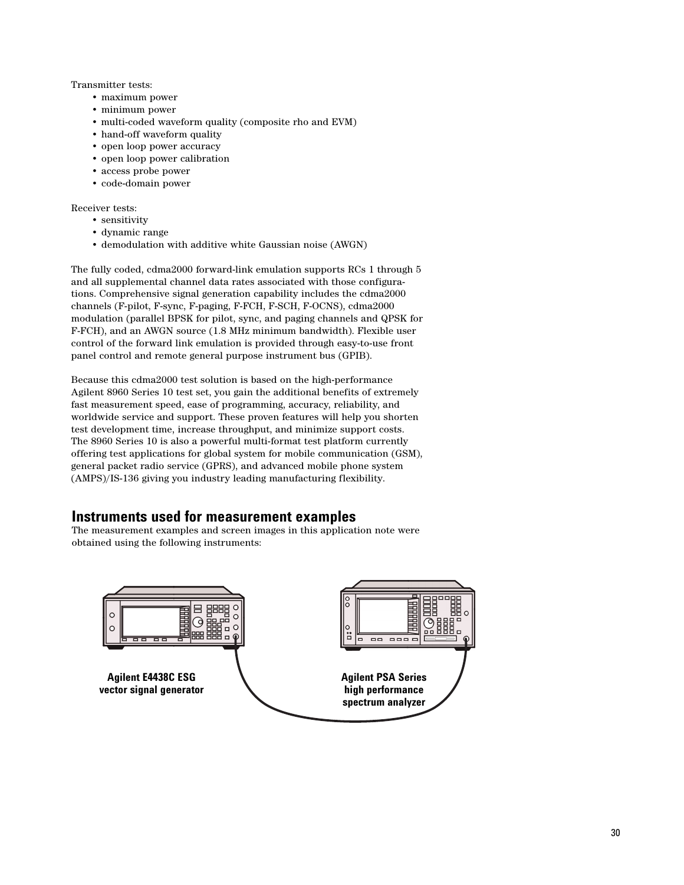Transmitter tests:

- maximum power
- minimum power
- multi-coded waveform quality (composite rho and EVM)
- hand-off waveform quality
- open loop power accuracy
- open loop power calibration
- access probe power
- code-domain power

Receiver tests:

- sensitivity
- dynamic range
- demodulation with additive white Gaussian noise (AWGN)

The fully coded, cdma2000 forward-link emulation supports RCs 1 through 5 and all supplemental channel data rates associated with those configurations. Comprehensive signal generation capability includes the cdma2000 channels (F-pilot, F-sync, F-paging, F-FCH, F-SCH, F-OCNS), cdma2000 modulation (parallel BPSK for pilot, sync, and paging channels and QPSK for F-FCH), and an AWGN source (1.8 MHz minimum bandwidth). Flexible user control of the forward link emulation is provided through easy-to-use front panel control and remote general purpose instrument bus (GPIB).

Because this cdma2000 test solution is based on the high-performance Agilent 8960 Series 10 test set, you gain the additional benefits of extremely fast measurement speed, ease of programming, accuracy, reliability, and worldwide service and support. These proven features will help you shorten test development time, increase throughput, and minimize support costs. The 8960 Series 10 is also a powerful multi-format test platform currently offering test applications for global system for mobile communication (GSM), general packet radio service (GPRS), and advanced mobile phone system (AMPS)/IS-136 giving you industry leading manufacturing flexibility.

## Instruments used for measurement examples

The measurement examples and screen images in this application note were obtained using the following instruments:

**Agilent E4438C ESG vector signal generator**

**Agilent PSA Series high performance spectrum analyzer**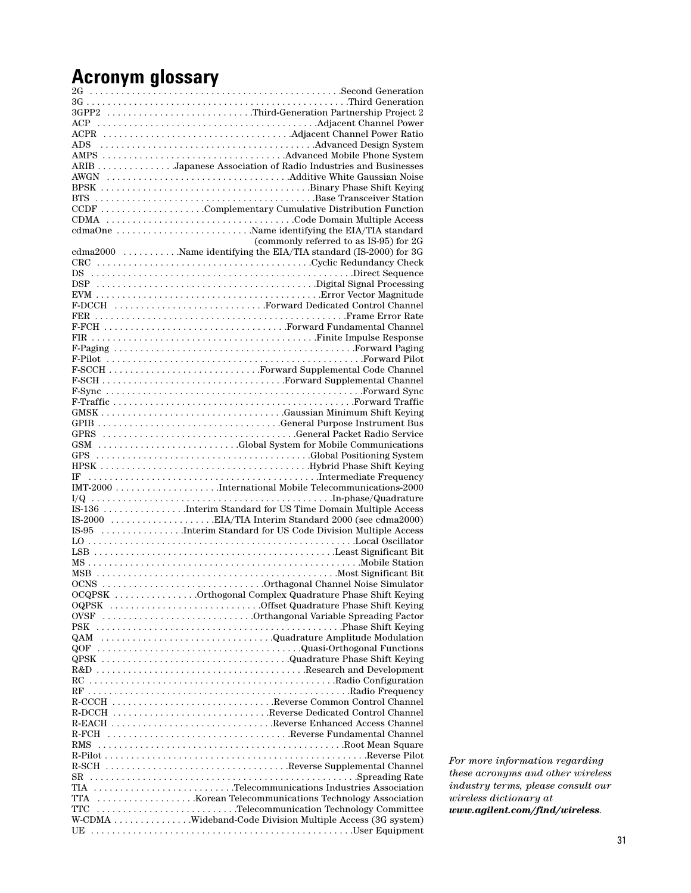# Acronym glossary

| Acronym | Definition |
|---|---|
| 2G | Second Generation |
| 3G | Third Generation |
| 3GPP2 | Third-Generation Partnership Project 2 |
| ACP | Adjacent Channel Power |
| ACPR | Adjacent Channel Power Ratio |
| ADS | Advanced Design System |
| AMPS | Advanced Mobile Phone System |
| ARIB | Japanese Association of Radio Industries and Businesses |
| AWGN | Additive White Gaussian Noise |
| BPSK | Binary Phase Shift Keying |
| BTS | Base Transceiver Station |
| CCDF | Complementary Cumulative Distribution Function |
| CDMA | Code Domain Multiple Access |
| cdmaOne | Name identifying the EIA/TIA standard (commonly referred to as IS-95) for 2G |
| cdma2000 | Name identifying the EIA/TIA standard (IS-2000) for 3G |
| CRC | Cyclic Redundancy Check |
| DS | Direct Sequence |
| DSP | Digital Signal Processing |
| EVM | Error Vector Magnitude |
| F-DCCH | Forward Dedicated Control Channel |
| FER | Frame Error Rate |
| F-FCH | Forward Fundamental Channel |
| FIR | Finite Impulse Response |
| F-Paging | Forward Paging |
| F-Pilot | Forward Pilot |
| F-SCCH | Forward Supplemental Code Channel |
| F-SCH | Forward Supplemental Channel |
| F-Sync | Forward Sync |
| F-Traffic | Forward Traffic |
| GMSK | Gaussian Minimum Shift Keying |
| GPIB | General Purpose Instrument Bus |
| GPRS | General Packet Radio Service |
| GSM | Global System for Mobile Communications |
| GPS | Global Positioning System |
| HPSK | Hybrid Phase Shift Keying |
| IF | Intermediate Frequency |
| IMT-2000 | International Mobile Telecommunications-2000 |
| I/Q | In-phase/Quadrature |
| IS-136 | Interim Standard for US Time Domain Multiple Access |
| IS-2000 | EIA/TIA Interim Standard 2000 (see cdma2000) |
| IS-95 | Interim Standard for US Code Division Multiple Access |
| LO | Local Oscillator |
| LSB | Least Significant Bit |
| MS | Mobile Station |
| MSB | Most Significant Bit |
| OCNS | Orthogonal Channel Noise Simulator |
| OCQPSK | Orthogonal Complex Quadrature Phase Shift Keying |
| OQPSK | Offset Quadrature Phase Shift Keying |
| OVSF | Orthangonal Variable Spreading Factor |
| PSK | Phase Shift Keying |
| QAM | Quadrature Amplitude Modulation |
| QOF | Quasi-Orthogonal Functions |
| QPSK | Quadrature Phase Shift Keying |
| R&D | Research and Development |
| RC | Radio Configuration |
| RF | Radio Frequency |
| R-CCCH | Reverse Common Control Channel |
| R-DCCH | Reverse Dedicated Control Channel |
| R-EACH | Reverse Enhanced Access Channel |
| R-FCH | Reverse Fundamental Channel |
| RMS | Root Mean Square |
| R-Pilot | Reverse Pilot |
| R-SCH | Reverse Supplemental Channel |
| SR | Spreading Rate |
| TIA | Telecommunications Industries Association |
| TTA | Korean Telecommunications Technology Association |
| TTC | Telecommunication Technology Committee |
| W-CDMA | Wideband-Code Division Multiple Access (3G system) |
| UE | User Equipment |

*For more information regarding these acronyms and other wireless industry terms, please consult our wireless dictionary at **www.agilent.com/find/wireless**.*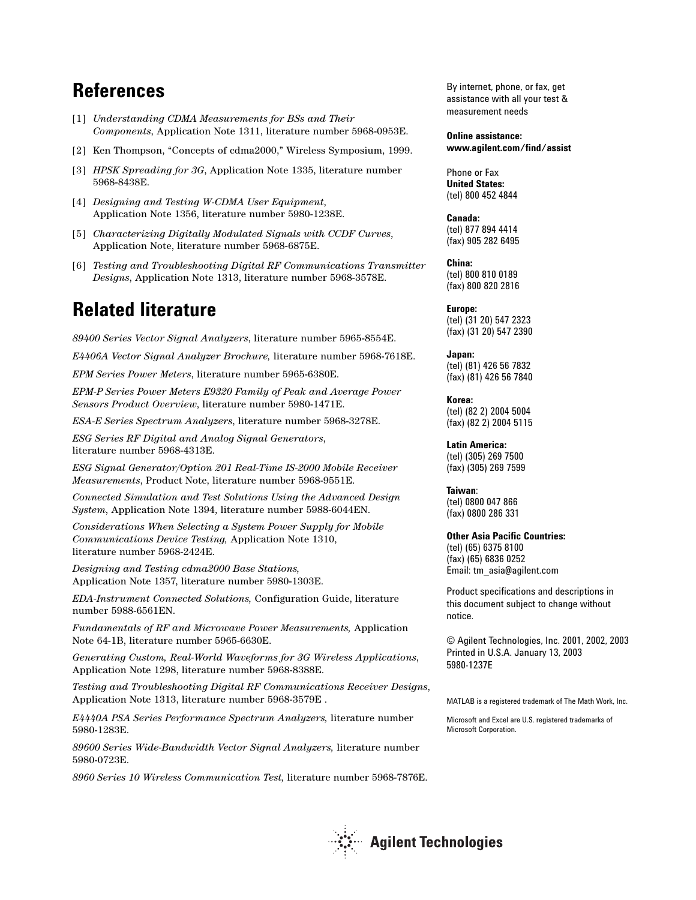## References

[1] *Understanding CDMA Measurements for BSs and Their Components*, Application Note 1311, literature number 5968-0953E.

[2] Ken Thompson, "Concepts of cdma2000," Wireless Symposium, 1999.

[3] *HPSK Spreading for 3G*, Application Note 1335, literature number 5968-8438E.

[4] *Designing and Testing W-CDMA User Equipment*, Application Note 1356, literature number 5980-1238E.

[5] *Characterizing Digitally Modulated Signals with CCDF Curves*, Application Note, literature number 5968-6875E.

[6] *Testing and Troubleshooting Digital RF Communications Transmitter Designs*, Application Note 1313, literature number 5968-3578E.

## Related literature

*89400 Series Vector Signal Analyzers*, literature number 5965-8554E.

*E4406A Vector Signal Analyzer Brochure,* literature number 5968-7618E.

*EPM Series Power Meters*, literature number 5965-6380E.

*EPM-P Series Power Meters E9320 Family of Peak and Average Power Sensors Product Overview*, literature number 5980-1471E.

*ESA-E Series Spectrum Analyzers*, literature number 5968-3278E.

*ESG Series RF Digital and Analog Signal Generators*, literature number 5968-4313E.

*ESG Signal Generator/Option 201 Real-Time IS-2000 Mobile Receiver Measurements*, Product Note, literature number 5968-9551E.

*Connected Simulation and Test Solutions Using the Advanced Design System*, Application Note 1394, literature number 5988-6044EN.

*Considerations When Selecting a System Power Supply for Mobile Communications Device Testing,* Application Note 1310, literature number 5968-2424E.

*Designing and Testing cdma2000 Base Stations,* Application Note 1357, literature number 5980-1303E.

*EDA-Instrument Connected Solutions,* Configuration Guide, literature number 5988-6561EN.

*Fundamentals of RF and Microwave Power Measurements,* Application Note 64-1B, literature number 5965-6630E.

*Generating Custom, Real-World Waveforms for 3G Wireless Applications*, Application Note 1298, literature number 5968-8388E.

*Testing and Troubleshooting Digital RF Communications Receiver Designs*, Application Note 1313, literature number 5968-3579E .

*E4440A PSA Series Performance Spectrum Analyzers,* literature number 5980-1283E.

*89600 Series Wide-Bandwidth Vector Signal Analyzers,* literature number 5980-0723E.

*8960 Series 10 Wireless Communication Test,* literature number 5968-7876E.

By internet, phone, or fax, get assistance with all your test & measurement needs

**Online assistance:**
**www.agilent.com/find/assist**

Phone or Fax
**United States:**
(tel) 800 452 4844

**Canada:**
(tel) 877 894 4414
(fax) 905 282 6495

**China:**
(tel) 800 810 0189
(fax) 800 820 2816

**Europe:**
(tel) (31 20) 547 2323
(fax) (31 20) 547 2390

**Japan:**
(tel) (81) 426 56 7832
(fax) (81) 426 56 7840

**Korea:**
(tel) (82 2) 2004 5004
(fax) (82 2) 2004 5115

**Latin America:**
(tel) (305) 269 7500
(fax) (305) 269 7599

**Taiwan**:
(tel) 0800 047 866
(fax) 0800 286 331

**Other Asia Pacific Countries:**
(tel) (65) 6375 8100
(fax) (65) 6836 0252
Email: tm_asia@agilent.com

Product specifications and descriptions in this document subject to change without notice.

© Agilent Technologies, Inc. 2001, 2002, 2003
Printed in U.S.A. January 13, 2003
5980-1237E

MATLAB is a registered trademark of The Math Work, Inc.

Microsoft and Excel are U.S. registered trademarks of Microsoft Corporation.

Agilent Technologies